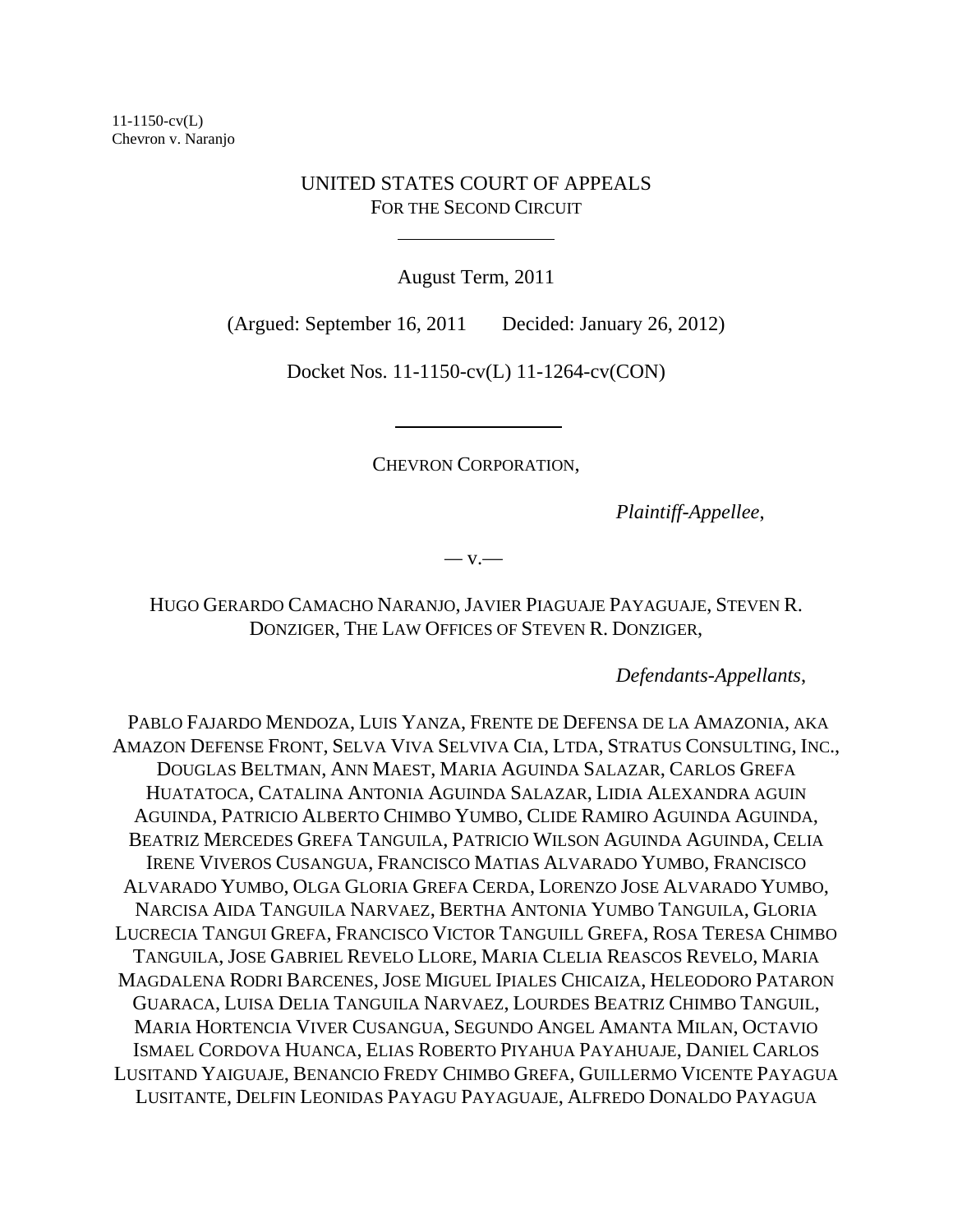11-1150-cv(L)
Chevron v. Naranjo

UNITED STATES COURT OF APPEALS
FOR THE SECOND CIRCUIT

---

August Term, 2011

(Argued: September 16, 2011 Decided: January 26, 2012)

Docket Nos. 11-1150-cv(L) 11-1264-cv(CON)

---

CHEVRON CORPORATION,

*Plaintiff-Appellee*,

— v.—

HUGO GERARDO CAMACHO NARANJO, JAVIER PIAGUAJE PAYAGUAJE, STEVEN R. DONZIGER, THE LAW OFFICES OF STEVEN R. DONZIGER,

*Defendants-Appellants*,

PABLO FAJARDO MENDOZA, LUIS YANZA, FRENTE DE DEFENSA DE LA AMAZONIA, AKA AMAZON DEFENSE FRONT, SELVA VIVA SELVIVA CIA, LTDA, STRATUS CONSULTING, INC., DOUGLAS BELTMAN, ANN MAEST, MARIA AGUINDA SALAZAR, CARLOS GREFA HUATATOCA, CATALINA ANTONIA AGUINDA SALAZAR, LIDIA ALEXANDRA AGUIN AGUINDA, PATRICIO ALBERTO CHIMBO YUMBO, CLIDE RAMIRO AGUINDA AGUINDA, BEATRIZ MERCEDES GREFA TANGUILA, PATRICIO WILSON AGUINDA AGUINDA, CELIA IRENE VIVEROS CUSANGUA, FRANCISCO MATIAS ALVARADO YUMBO, FRANCISCO ALVARADO YUMBO, OLGA GLORIA GREFA CERDA, LORENZO JOSE ALVARADO YUMBO, NARCISA AIDA TANGUILA NARVAEZ, BERTHA ANTONIA YUMBO TANGUILA, GLORIA LUCRECIA TANGUI GREFA, FRANCISCO VICTOR TANGUILL GREFA, ROSA TERESA CHIMBO TANGUILA, JOSE GABRIEL REVELO LLORE, MARIA CLELIA REASCOS REVELO, MARIA MAGDALENA RODRI BARCENES, JOSE MIGUEL IPIALES CHICAIZA, HELEODORO PATARON GUARACA, LUISA DELIA TANGUILA NARVAEZ, LOURDES BEATRIZ CHIMBO TANGUIL, MARIA HORTENCIA VIVER CUSANGUA, SEGUNDO ANGEL AMANTA MILAN, OCTAVIO ISMAEL CORDOVA HUANCA, ELIAS ROBERTO PIYAHUA PAYAHUAJE, DANIEL CARLOS LUSITAND YAIGUAJE, BENANCIO FREDY CHIMBO GREFA, GUILLERMO VICENTE PAYAGUA LUSITANTE, DELFIN LEONIDAS PAYAGU PAYAGUAJE, ALFREDO DONALDO PAYAGUA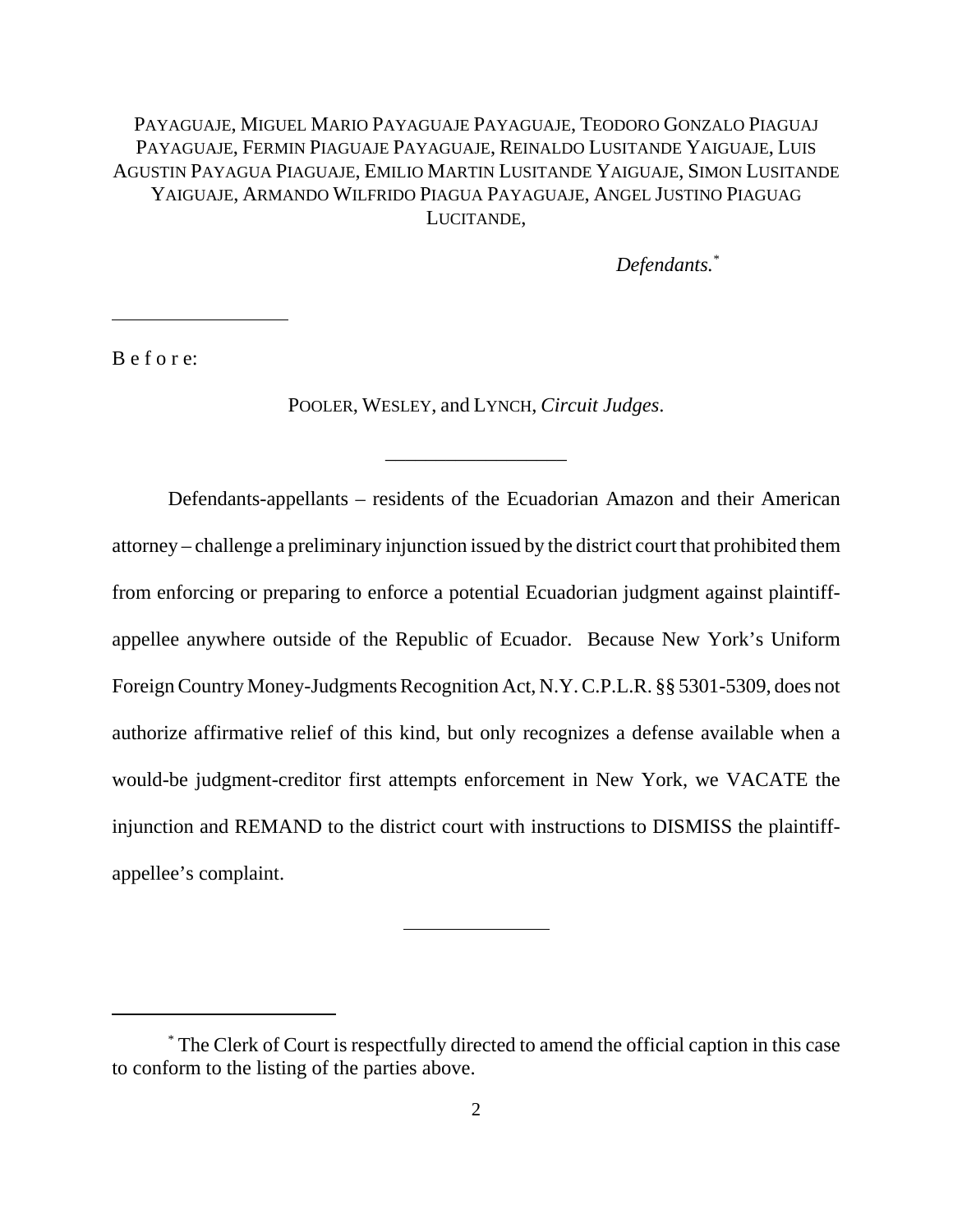PAYAGUAJE, MIGUEL MARIO PAYAGUAJE PAYAGUAJE, TEODORO GONZALO PIAGUAJ PAYAGUAJE, FERMIN PIAGUAJE PAYAGUAJE, REINALDO LUSITANDE YAIGUAJE, LUIS AGUSTIN PAYAGUA PIAGUAJE, EMILIO MARTIN LUSITANDE YAIGUAJE, SIMON LUSITANDE YAIGUAJE, ARMANDO WILFRIDO PIAGUA PAYAGUAJE, ANGEL JUSTINO PIAGUAG LUCITANDE,

*Defendants.*[*]

---

B e f o r e:

POOLER, WESLEY, and LYNCH, *Circuit Judges*.

---

Defendants-appellants – residents of the Ecuadorian Amazon and their American attorney – challenge a preliminary injunction issued by the district court that prohibited them from enforcing or preparing to enforce a potential Ecuadorian judgment against plaintiff-appellee anywhere outside of the Republic of Ecuador. Because New York's Uniform Foreign Country Money-Judgments Recognition Act, N.Y. C.P.L.R. §§ 5301-5309, does not authorize affirmative relief of this kind, but only recognizes a defense available when a would-be judgment-creditor first attempts enforcement in New York, we VACATE the injunction and REMAND to the district court with instructions to DISMISS the plaintiff-appellee's complaint.

---

[*] The Clerk of Court is respectfully directed to amend the official caption in this case to conform to the listing of the parties above.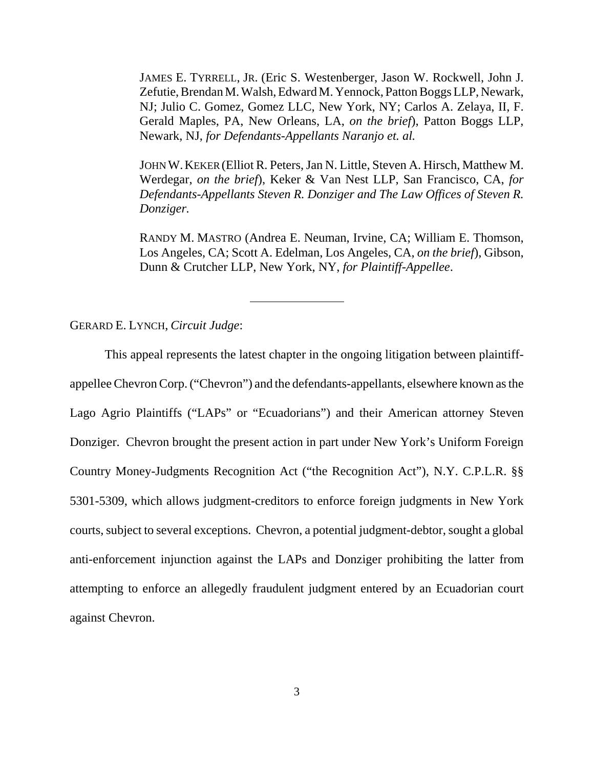JAMES E. TYRRELL, JR. (Eric S. Westenberger, Jason W. Rockwell, John J. Zefutie, Brendan M. Walsh, Edward M. Yennock, Patton Boggs LLP, Newark, NJ; Julio C. Gomez, Gomez LLC, New York, NY; Carlos A. Zelaya, II, F. Gerald Maples, PA, New Orleans, LA, *on the brief*), Patton Boggs LLP, Newark, NJ, *for Defendants-Appellants Naranjo et. al.*

JOHN W. KEKER (Elliot R. Peters, Jan N. Little, Steven A. Hirsch, Matthew M. Werdegar, *on the brief*), Keker & Van Nest LLP, San Francisco, CA, *for Defendants-Appellants Steven R. Donziger and The Law Offices of Steven R. Donziger.*

RANDY M. MASTRO (Andrea E. Neuman, Irvine, CA; William E. Thomson, Los Angeles, CA; Scott A. Edelman, Los Angeles, CA, *on the brief*), Gibson, Dunn & Crutcher LLP, New York, NY, *for Plaintiff-Appellee*.

---

GERARD E. LYNCH, *Circuit Judge*:

This appeal represents the latest chapter in the ongoing litigation between plaintiff-appellee Chevron Corp. ("Chevron") and the defendants-appellants, elsewhere known as the Lago Agrio Plaintiffs ("LAPs" or "Ecuadorians") and their American attorney Steven Donziger. Chevron brought the present action in part under New York's Uniform Foreign Country Money-Judgments Recognition Act ("the Recognition Act"), N.Y. C.P.L.R. §§ 5301-5309, which allows judgment-creditors to enforce foreign judgments in New York courts, subject to several exceptions. Chevron, a potential judgment-debtor, sought a global anti-enforcement injunction against the LAPs and Donziger prohibiting the latter from attempting to enforce an allegedly fraudulent judgment entered by an Ecuadorian court against Chevron.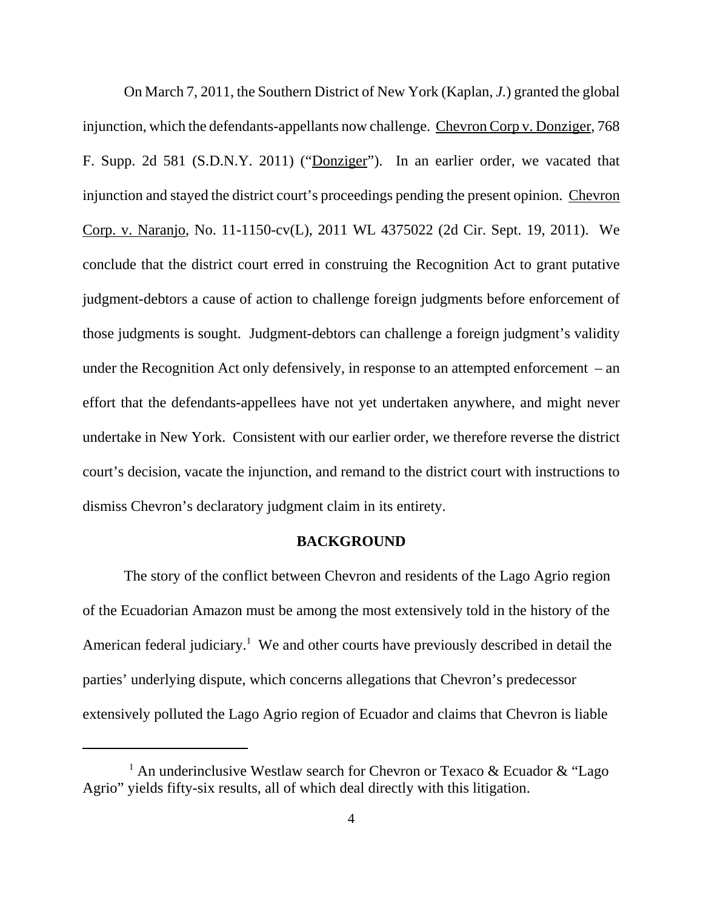On March 7, 2011, the Southern District of New York (Kaplan, *J.*) granted the global injunction, which the defendants-appellants now challenge. Chevron Corp v. Donziger, 768 F. Supp. 2d 581 (S.D.N.Y. 2011) ("Donziger"). In an earlier order, we vacated that injunction and stayed the district court's proceedings pending the present opinion. Chevron Corp. v. Naranjo, No. 11-1150-cv(L), 2011 WL 4375022 (2d Cir. Sept. 19, 2011). We conclude that the district court erred in construing the Recognition Act to grant putative judgment-debtors a cause of action to challenge foreign judgments before enforcement of those judgments is sought. Judgment-debtors can challenge a foreign judgment's validity under the Recognition Act only defensively, in response to an attempted enforcement – an effort that the defendants-appellees have not yet undertaken anywhere, and might never undertake in New York. Consistent with our earlier order, we therefore reverse the district court's decision, vacate the injunction, and remand to the district court with instructions to dismiss Chevron's declaratory judgment claim in its entirety.

## BACKGROUND

The story of the conflict between Chevron and residents of the Lago Agrio region of the Ecuadorian Amazon must be among the most extensively told in the history of the American federal judiciary.[1] We and other courts have previously described in detail the parties' underlying dispute, which concerns allegations that Chevron's predecessor extensively polluted the Lago Agrio region of Ecuador and claims that Chevron is liable

---

[1] An underinclusive Westlaw search for Chevron or Texaco & Ecuador & "Lago Agrio" yields fifty-six results, all of which deal directly with this litigation.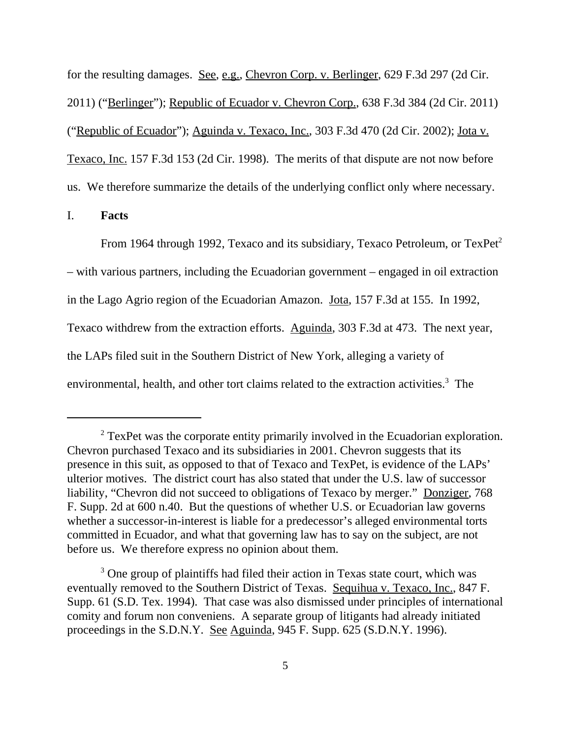for the resulting damages. See, e.g., Chevron Corp. v. Berlinger, 629 F.3d 297 (2d Cir. 2011) ("Berlinger"); Republic of Ecuador v. Chevron Corp., 638 F.3d 384 (2d Cir. 2011) ("Republic of Ecuador"); Aguinda v. Texaco, Inc., 303 F.3d 470 (2d Cir. 2002); Jota v. Texaco, Inc. 157 F.3d 153 (2d Cir. 1998). The merits of that dispute are not now before us. We therefore summarize the details of the underlying conflict only where necessary.

## I. **Facts**

From 1964 through 1992, Texaco and its subsidiary, Texaco Petroleum, or TexPet[2] – with various partners, including the Ecuadorian government – engaged in oil extraction in the Lago Agrio region of the Ecuadorian Amazon. Jota, 157 F.3d at 155. In 1992, Texaco withdrew from the extraction efforts. Aguinda, 303 F.3d at 473. The next year, the LAPs filed suit in the Southern District of New York, alleging a variety of environmental, health, and other tort claims related to the extraction activities.[3] The

---

[2] TexPet was the corporate entity primarily involved in the Ecuadorian exploration. Chevron purchased Texaco and its subsidiaries in 2001. Chevron suggests that its presence in this suit, as opposed to that of Texaco and TexPet, is evidence of the LAPs' ulterior motives. The district court has also stated that under the U.S. law of successor liability, "Chevron did not succeed to obligations of Texaco by merger." Donziger, 768 F. Supp. 2d at 600 n.40. But the questions of whether U.S. or Ecuadorian law governs whether a successor-in-interest is liable for a predecessor's alleged environmental torts committed in Ecuador, and what that governing law has to say on the subject, are not before us. We therefore express no opinion about them.

[3] One group of plaintiffs had filed their action in Texas state court, which was eventually removed to the Southern District of Texas. Sequihua v. Texaco, Inc., 847 F. Supp. 61 (S.D. Tex. 1994). That case was also dismissed under principles of international comity and forum non conveniens. A separate group of litigants had already initiated proceedings in the S.D.N.Y. See Aguinda, 945 F. Supp. 625 (S.D.N.Y. 1996).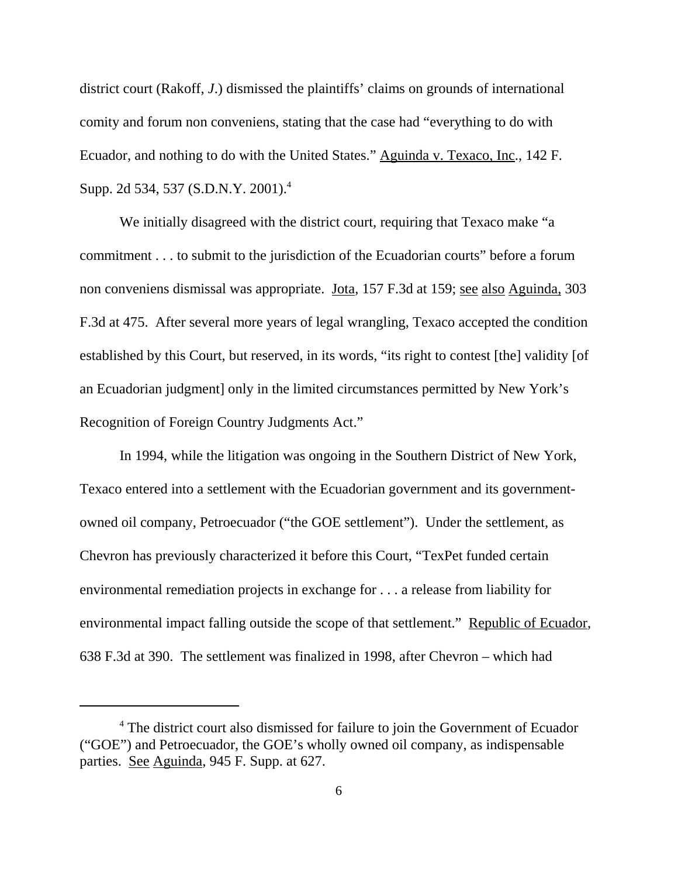district court (Rakoff, *J*.) dismissed the plaintiffs' claims on grounds of international comity and forum non conveniens, stating that the case had "everything to do with Ecuador, and nothing to do with the United States." Aguinda v. Texaco, Inc., 142 F. Supp. 2d 534, 537 (S.D.N.Y. 2001).[4]

We initially disagreed with the district court, requiring that Texaco make "a commitment . . . to submit to the jurisdiction of the Ecuadorian courts" before a forum non conveniens dismissal was appropriate. Jota, 157 F.3d at 159; see also Aguinda, 303 F.3d at 475. After several more years of legal wrangling, Texaco accepted the condition established by this Court, but reserved, in its words, "its right to contest [the] validity [of an Ecuadorian judgment] only in the limited circumstances permitted by New York's Recognition of Foreign Country Judgments Act."

In 1994, while the litigation was ongoing in the Southern District of New York, Texaco entered into a settlement with the Ecuadorian government and its government-owned oil company, Petroecuador ("the GOE settlement"). Under the settlement, as Chevron has previously characterized it before this Court, "TexPet funded certain environmental remediation projects in exchange for . . . a release from liability for environmental impact falling outside the scope of that settlement." Republic of Ecuador, 638 F.3d at 390. The settlement was finalized in 1998, after Chevron – which had

---

[4] The district court also dismissed for failure to join the Government of Ecuador ("GOE") and Petroecuador, the GOE's wholly owned oil company, as indispensable parties. See Aguinda, 945 F. Supp. at 627.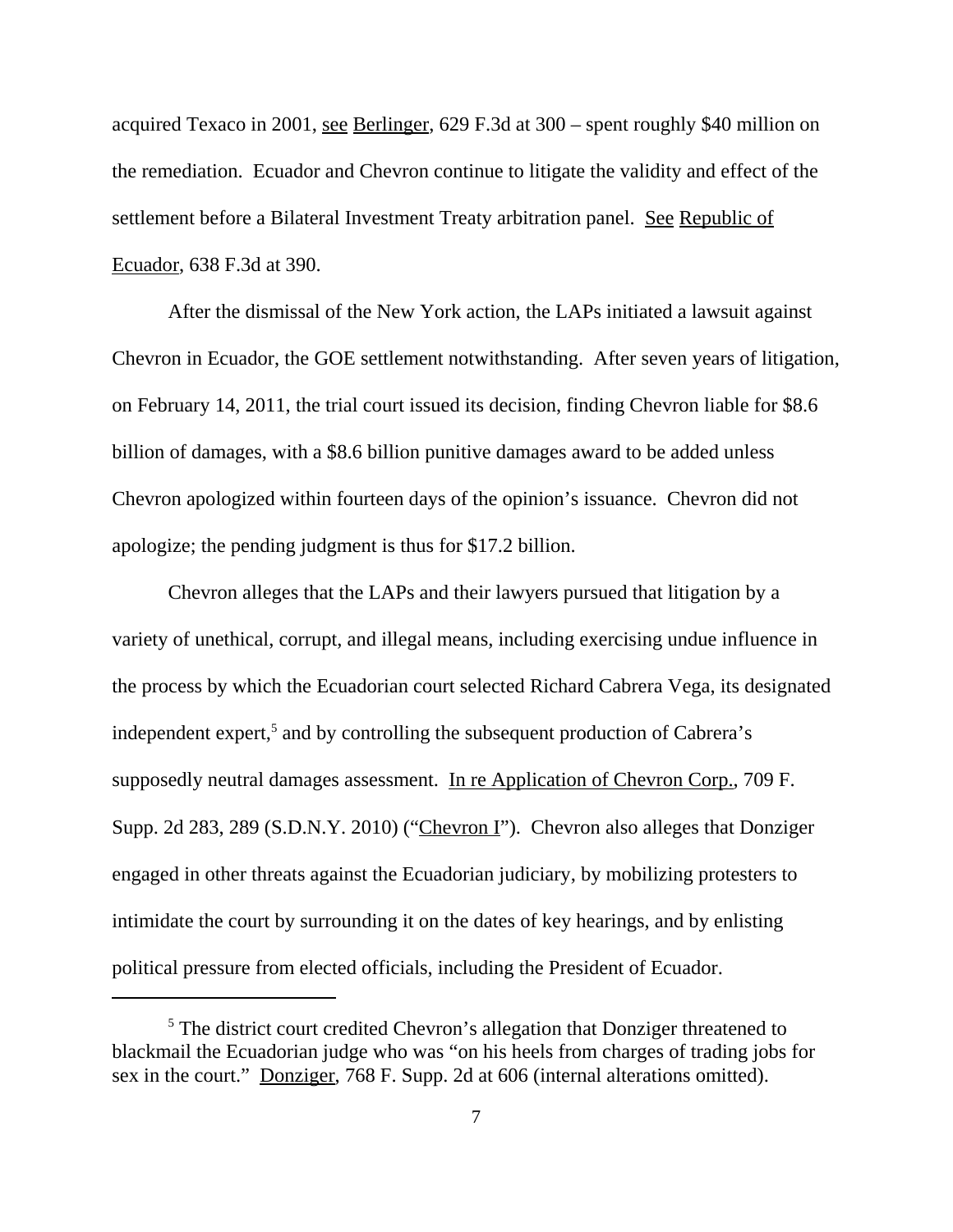acquired Texaco in 2001, see Berlinger, 629 F.3d at 300 – spent roughly $40 million on the remediation. Ecuador and Chevron continue to litigate the validity and effect of the settlement before a Bilateral Investment Treaty arbitration panel. See Republic of Ecuador, 638 F.3d at 390.

After the dismissal of the New York action, the LAPs initiated a lawsuit against Chevron in Ecuador, the GOE settlement notwithstanding. After seven years of litigation, on February 14, 2011, the trial court issued its decision, finding Chevron liable for $8.6 billion of damages, with a $8.6 billion punitive damages award to be added unless Chevron apologized within fourteen days of the opinion's issuance. Chevron did not apologize; the pending judgment is thus for $17.2 billion.

Chevron alleges that the LAPs and their lawyers pursued that litigation by a variety of unethical, corrupt, and illegal means, including exercising undue influence in the process by which the Ecuadorian court selected Richard Cabrera Vega, its designated independent expert,[5] and by controlling the subsequent production of Cabrera's supposedly neutral damages assessment. In re Application of Chevron Corp., 709 F. Supp. 2d 283, 289 (S.D.N.Y. 2010) ("Chevron I"). Chevron also alleges that Donziger engaged in other threats against the Ecuadorian judiciary, by mobilizing protesters to intimidate the court by surrounding it on the dates of key hearings, and by enlisting political pressure from elected officials, including the President of Ecuador.

[5] The district court credited Chevron's allegation that Donziger threatened to blackmail the Ecuadorian judge who was "on his heels from charges of trading jobs for sex in the court." Donziger, 768 F. Supp. 2d at 606 (internal alterations omitted).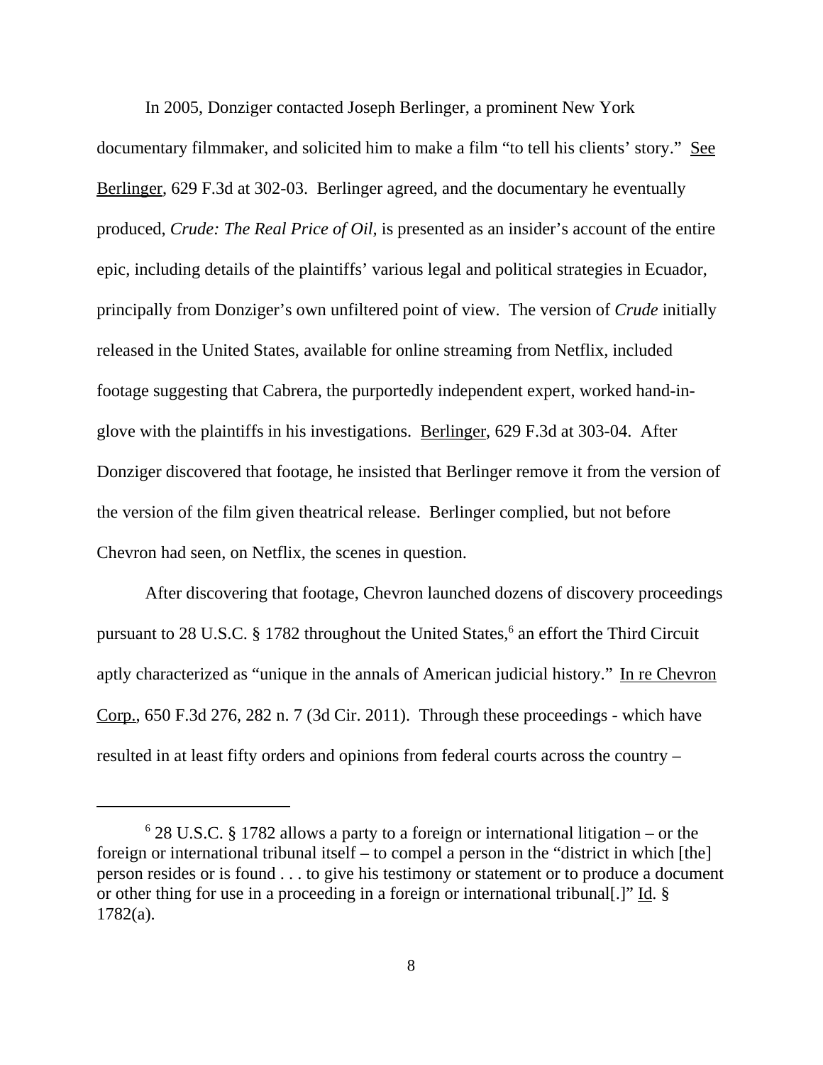In 2005, Donziger contacted Joseph Berlinger, a prominent New York documentary filmmaker, and solicited him to make a film "to tell his clients' story." See Berlinger, 629 F.3d at 302-03. Berlinger agreed, and the documentary he eventually produced, *Crude: The Real Price of Oil*, is presented as an insider's account of the entire epic, including details of the plaintiffs' various legal and political strategies in Ecuador, principally from Donziger's own unfiltered point of view. The version of *Crude* initially released in the United States, available for online streaming from Netflix, included footage suggesting that Cabrera, the purportedly independent expert, worked hand-in-glove with the plaintiffs in his investigations. Berlinger, 629 F.3d at 303-04. After Donziger discovered that footage, he insisted that Berlinger remove it from the version of the version of the film given theatrical release. Berlinger complied, but not before Chevron had seen, on Netflix, the scenes in question.

After discovering that footage, Chevron launched dozens of discovery proceedings pursuant to 28 U.S.C. § 1782 throughout the United States,[6] an effort the Third Circuit aptly characterized as "unique in the annals of American judicial history." In re Chevron Corp., 650 F.3d 276, 282 n. 7 (3d Cir. 2011). Through these proceedings - which have resulted in at least fifty orders and opinions from federal courts across the country –

---

[6] 28 U.S.C. § 1782 allows a party to a foreign or international litigation – or the foreign or international tribunal itself – to compel a person in the "district in which [the] person resides or is found . . . to give his testimony or statement or to produce a document or other thing for use in a proceeding in a foreign or international tribunal[.]" Id. § 1782(a).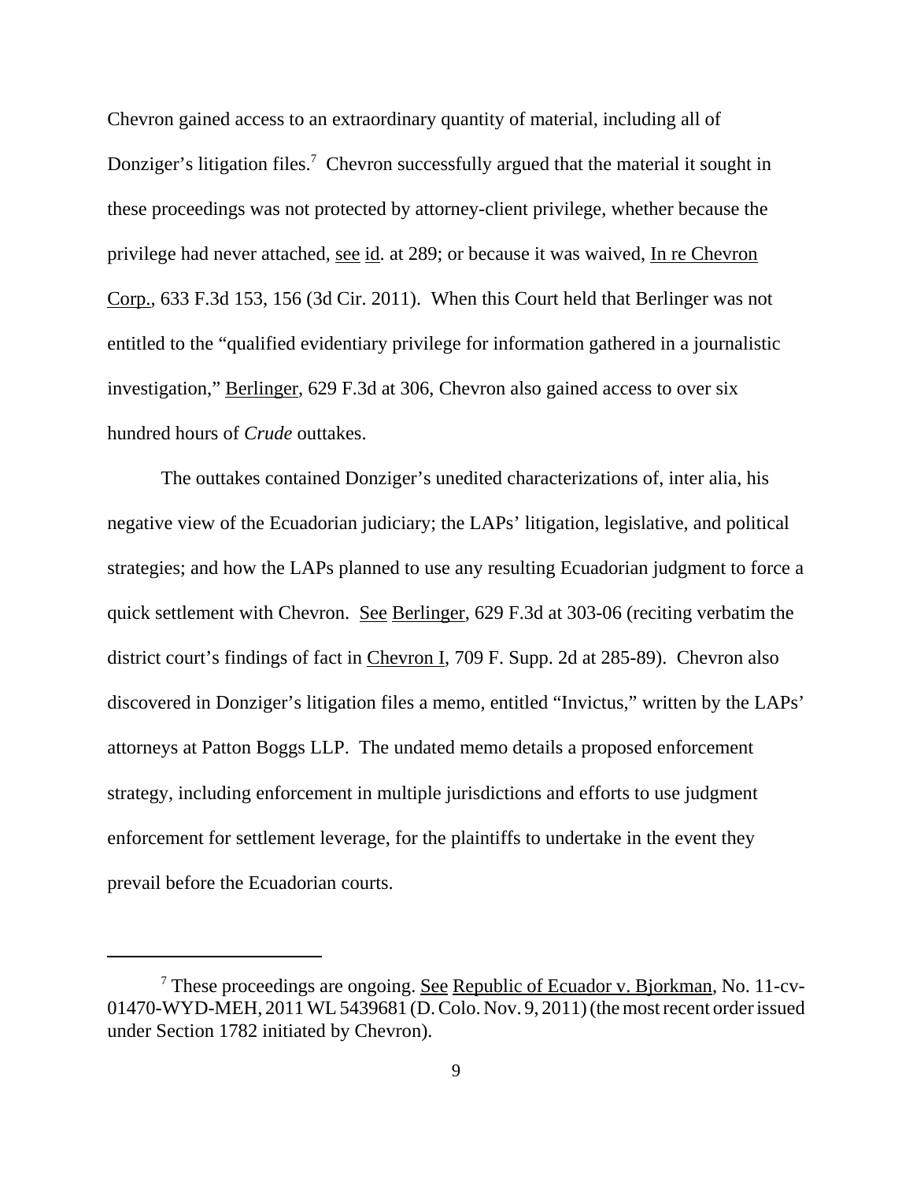Chevron gained access to an extraordinary quantity of material, including all of Donziger's litigation files.[7] Chevron successfully argued that the material it sought in these proceedings was not protected by attorney-client privilege, whether because the privilege had never attached, see id. at 289; or because it was waived, In re Chevron Corp., 633 F.3d 153, 156 (3d Cir. 2011). When this Court held that Berlinger was not entitled to the "qualified evidentiary privilege for information gathered in a journalistic investigation," Berlinger, 629 F.3d at 306, Chevron also gained access to over six hundred hours of *Crude* outtakes.

The outtakes contained Donziger's unedited characterizations of, inter alia, his negative view of the Ecuadorian judiciary; the LAPs' litigation, legislative, and political strategies; and how the LAPs planned to use any resulting Ecuadorian judgment to force a quick settlement with Chevron. See Berlinger, 629 F.3d at 303-06 (reciting verbatim the district court's findings of fact in Chevron I, 709 F. Supp. 2d at 285-89). Chevron also discovered in Donziger's litigation files a memo, entitled "Invictus," written by the LAPs' attorneys at Patton Boggs LLP. The undated memo details a proposed enforcement strategy, including enforcement in multiple jurisdictions and efforts to use judgment enforcement for settlement leverage, for the plaintiffs to undertake in the event they prevail before the Ecuadorian courts.

---

[7] These proceedings are ongoing. See Republic of Ecuador v. Bjorkman, No. 11-cv-01470-WYD-MEH, 2011 WL 5439681 (D. Colo. Nov. 9, 2011) (the most recent order issued under Section 1782 initiated by Chevron).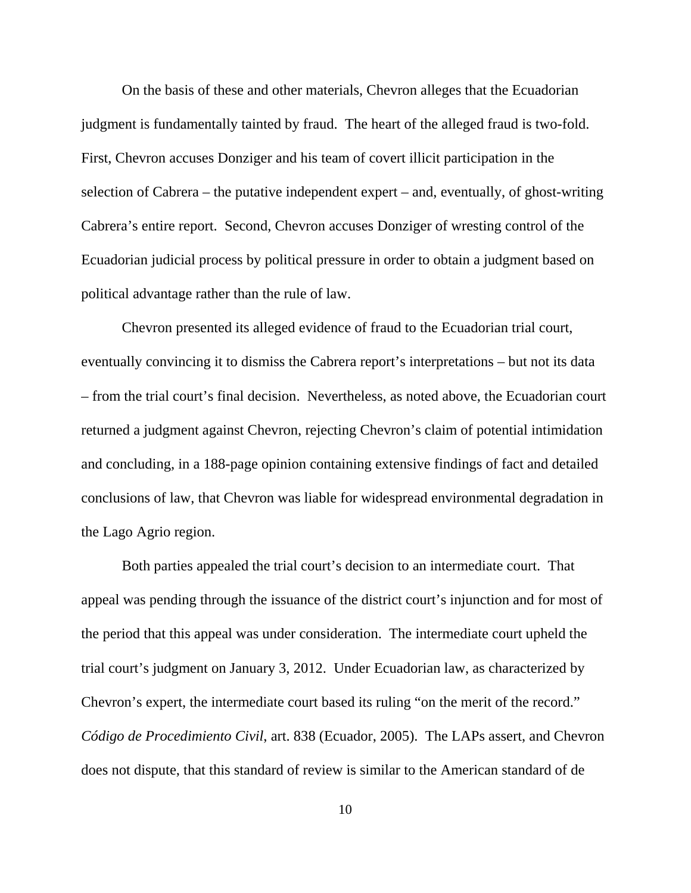On the basis of these and other materials, Chevron alleges that the Ecuadorian judgment is fundamentally tainted by fraud. The heart of the alleged fraud is two-fold. First, Chevron accuses Donziger and his team of covert illicit participation in the selection of Cabrera – the putative independent expert – and, eventually, of ghost-writing Cabrera's entire report. Second, Chevron accuses Donziger of wresting control of the Ecuadorian judicial process by political pressure in order to obtain a judgment based on political advantage rather than the rule of law.

Chevron presented its alleged evidence of fraud to the Ecuadorian trial court, eventually convincing it to dismiss the Cabrera report's interpretations – but not its data – from the trial court's final decision. Nevertheless, as noted above, the Ecuadorian court returned a judgment against Chevron, rejecting Chevron's claim of potential intimidation and concluding, in a 188-page opinion containing extensive findings of fact and detailed conclusions of law, that Chevron was liable for widespread environmental degradation in the Lago Agrio region.

Both parties appealed the trial court's decision to an intermediate court. That appeal was pending through the issuance of the district court's injunction and for most of the period that this appeal was under consideration. The intermediate court upheld the trial court's judgment on January 3, 2012. Under Ecuadorian law, as characterized by Chevron's expert, the intermediate court based its ruling "on the merit of the record." *Código de Procedimiento Civil*, art. 838 (Ecuador, 2005). The LAPs assert, and Chevron does not dispute, that this standard of review is similar to the American standard of de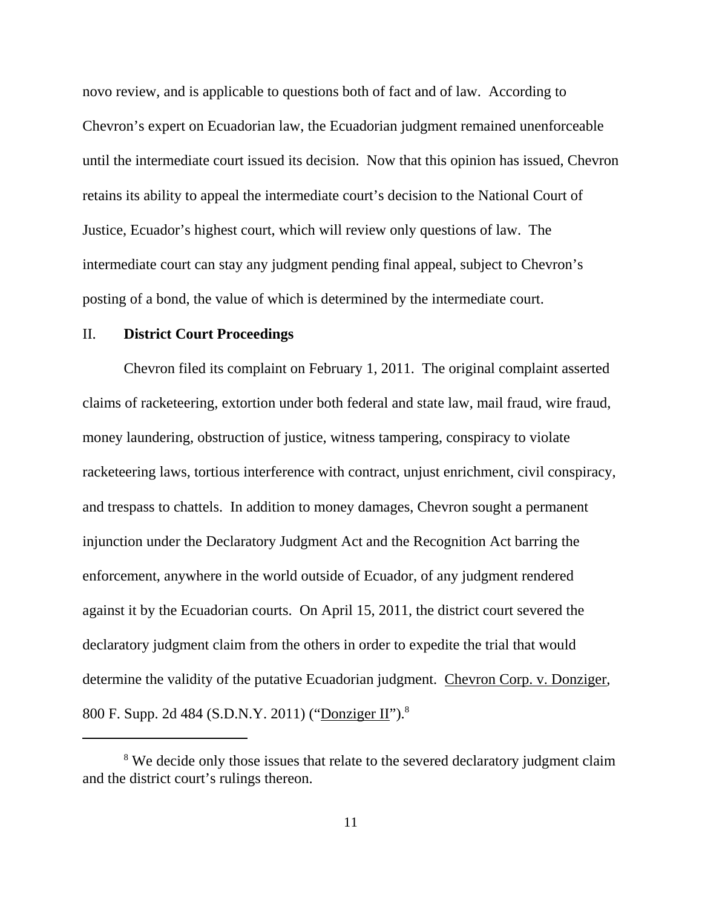novo review, and is applicable to questions both of fact and of law. According to Chevron's expert on Ecuadorian law, the Ecuadorian judgment remained unenforceable until the intermediate court issued its decision. Now that this opinion has issued, Chevron retains its ability to appeal the intermediate court's decision to the National Court of Justice, Ecuador's highest court, which will review only questions of law. The intermediate court can stay any judgment pending final appeal, subject to Chevron's posting of a bond, the value of which is determined by the intermediate court.

## II. **District Court Proceedings**

Chevron filed its complaint on February 1, 2011. The original complaint asserted claims of racketeering, extortion under both federal and state law, mail fraud, wire fraud, money laundering, obstruction of justice, witness tampering, conspiracy to violate racketeering laws, tortious interference with contract, unjust enrichment, civil conspiracy, and trespass to chattels. In addition to money damages, Chevron sought a permanent injunction under the Declaratory Judgment Act and the Recognition Act barring the enforcement, anywhere in the world outside of Ecuador, of any judgment rendered against it by the Ecuadorian courts. On April 15, 2011, the district court severed the declaratory judgment claim from the others in order to expedite the trial that would determine the validity of the putative Ecuadorian judgment. Chevron Corp. v. Donziger, 800 F. Supp. 2d 484 (S.D.N.Y. 2011) ("Donziger II").[8]

[8] We decide only those issues that relate to the severed declaratory judgment claim and the district court's rulings thereon.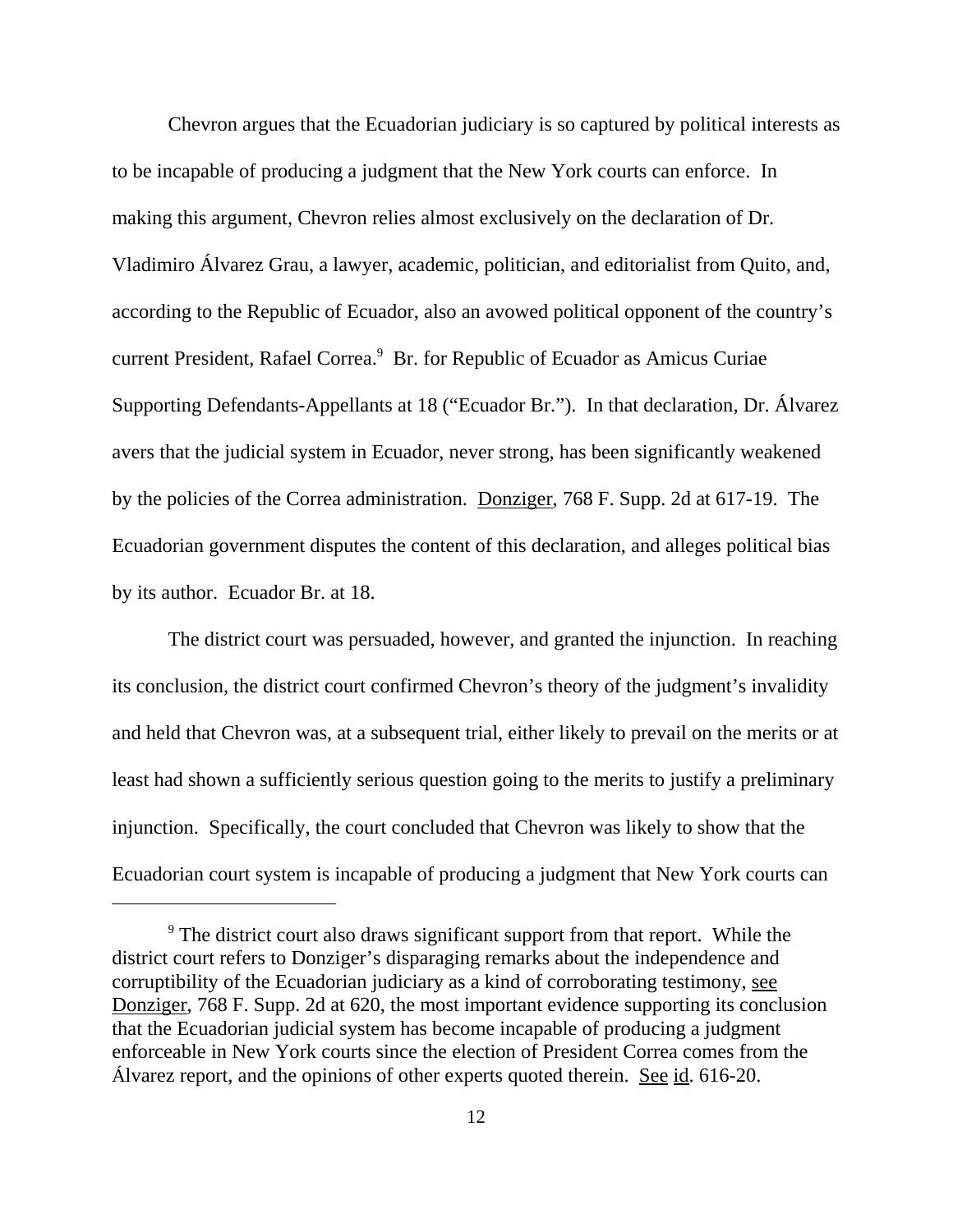Chevron argues that the Ecuadorian judiciary is so captured by political interests as to be incapable of producing a judgment that the New York courts can enforce. In making this argument, Chevron relies almost exclusively on the declaration of Dr. Vladimiro Álvarez Grau, a lawyer, academic, politician, and editorialist from Quito, and, according to the Republic of Ecuador, also an avowed political opponent of the country's current President, Rafael Correa.[9] Br. for Republic of Ecuador as Amicus Curiae Supporting Defendants-Appellants at 18 ("Ecuador Br."). In that declaration, Dr. Álvarez avers that the judicial system in Ecuador, never strong, has been significantly weakened by the policies of the Correa administration. Donziger, 768 F. Supp. 2d at 617-19. The Ecuadorian government disputes the content of this declaration, and alleges political bias by its author. Ecuador Br. at 18.

The district court was persuaded, however, and granted the injunction. In reaching its conclusion, the district court confirmed Chevron's theory of the judgment's invalidity and held that Chevron was, at a subsequent trial, either likely to prevail on the merits or at least had shown a sufficiently serious question going to the merits to justify a preliminary injunction. Specifically, the court concluded that Chevron was likely to show that the Ecuadorian court system is incapable of producing a judgment that New York courts can

---

[9] The district court also draws significant support from that report. While the district court refers to Donziger's disparaging remarks about the independence and corruptibility of the Ecuadorian judiciary as a kind of corroborating testimony, see Donziger, 768 F. Supp. 2d at 620, the most important evidence supporting its conclusion that the Ecuadorian judicial system has become incapable of producing a judgment enforceable in New York courts since the election of President Correa comes from the Álvarez report, and the opinions of other experts quoted therein. See id. 616-20.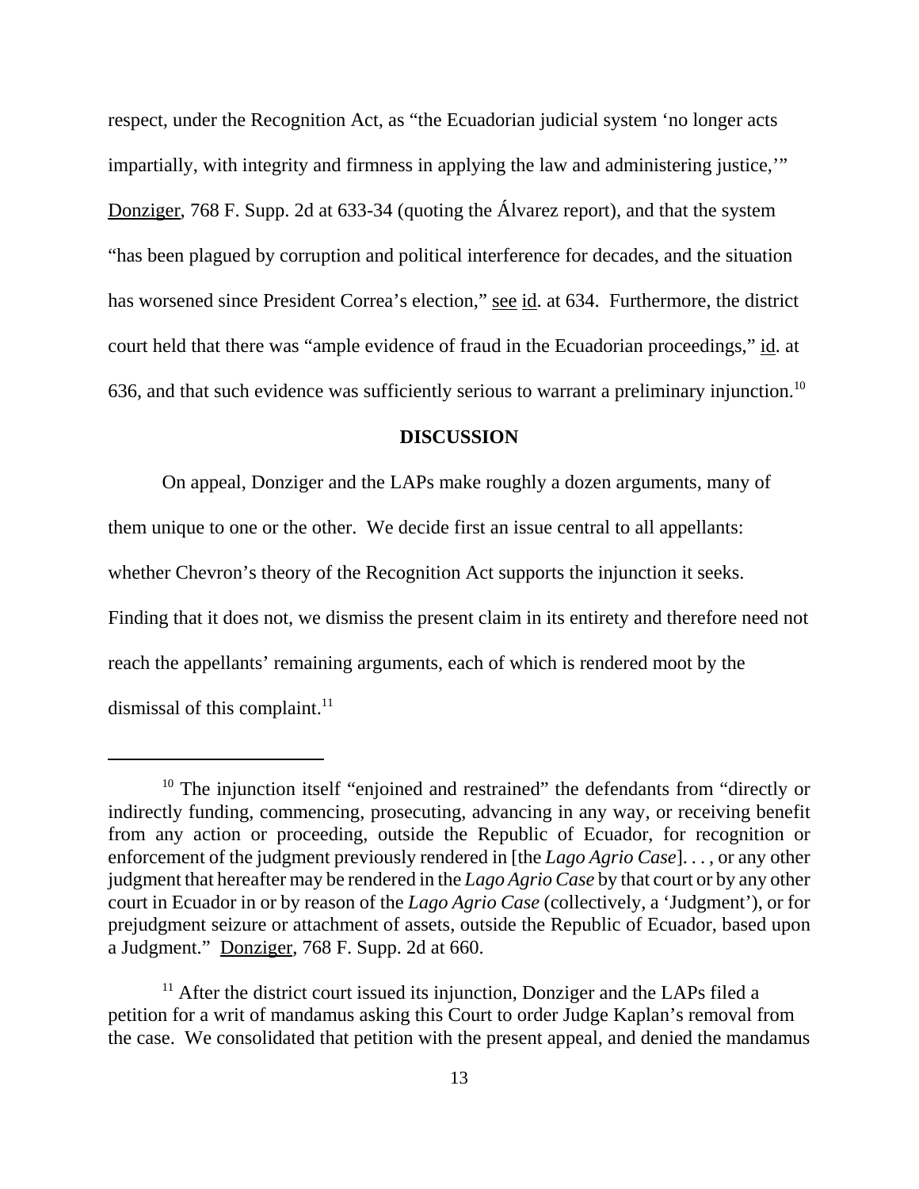respect, under the Recognition Act, as "the Ecuadorian judicial system 'no longer acts impartially, with integrity and firmness in applying the law and administering justice,'" Donziger, 768 F. Supp. 2d at 633-34 (quoting the Álvarez report), and that the system "has been plagued by corruption and political interference for decades, and the situation has worsened since President Correa's election," see id. at 634. Furthermore, the district court held that there was "ample evidence of fraud in the Ecuadorian proceedings," id. at 636, and that such evidence was sufficiently serious to warrant a preliminary injunction.[10]

## DISCUSSION

On appeal, Donziger and the LAPs make roughly a dozen arguments, many of them unique to one or the other. We decide first an issue central to all appellants: whether Chevron's theory of the Recognition Act supports the injunction it seeks. Finding that it does not, we dismiss the present claim in its entirety and therefore need not reach the appellants' remaining arguments, each of which is rendered moot by the dismissal of this complaint.[11]

---

[10] The injunction itself "enjoined and restrained" the defendants from "directly or indirectly funding, commencing, prosecuting, advancing in any way, or receiving benefit from any action or proceeding, outside the Republic of Ecuador, for recognition or enforcement of the judgment previously rendered in [the *Lago Agrio Case*]. . . , or any other judgment that hereafter may be rendered in the *Lago Agrio Case* by that court or by any other court in Ecuador in or by reason of the *Lago Agrio Case* (collectively, a 'Judgment'), or for prejudgment seizure or attachment of assets, outside the Republic of Ecuador, based upon a Judgment." Donziger, 768 F. Supp. 2d at 660.

[11] After the district court issued its injunction, Donziger and the LAPs filed a petition for a writ of mandamus asking this Court to order Judge Kaplan's removal from the case. We consolidated that petition with the present appeal, and denied the mandamus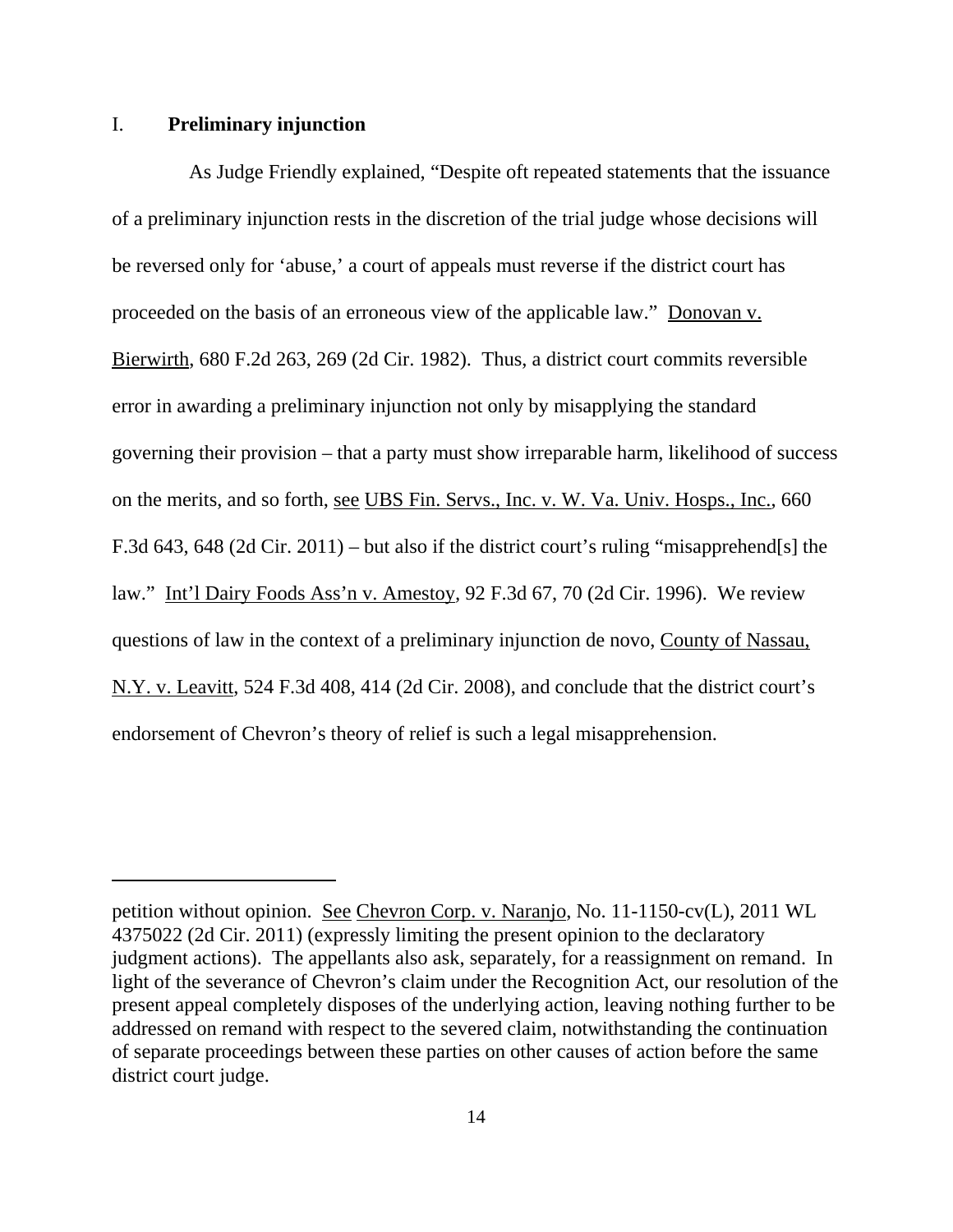## I. **Preliminary injunction**

As Judge Friendly explained, "Despite oft repeated statements that the issuance of a preliminary injunction rests in the discretion of the trial judge whose decisions will be reversed only for 'abuse,' a court of appeals must reverse if the district court has proceeded on the basis of an erroneous view of the applicable law." Donovan v. Bierwirth, 680 F.2d 263, 269 (2d Cir. 1982). Thus, a district court commits reversible error in awarding a preliminary injunction not only by misapplying the standard governing their provision – that a party must show irreparable harm, likelihood of success on the merits, and so forth, see UBS Fin. Servs., Inc. v. W. Va. Univ. Hosps., Inc., 660 F.3d 643, 648 (2d Cir. 2011) – but also if the district court's ruling "misapprehend[s] the law." Int'l Dairy Foods Ass'n v. Amestoy, 92 F.3d 67, 70 (2d Cir. 1996). We review questions of law in the context of a preliminary injunction de novo, County of Nassau, N.Y. v. Leavitt, 524 F.3d 408, 414 (2d Cir. 2008), and conclude that the district court's endorsement of Chevron's theory of relief is such a legal misapprehension.

---

petition without opinion. See Chevron Corp. v. Naranjo, No. 11-1150-cv(L), 2011 WL 4375022 (2d Cir. 2011) (expressly limiting the present opinion to the declaratory judgment actions). The appellants also ask, separately, for a reassignment on remand. In light of the severance of Chevron's claim under the Recognition Act, our resolution of the present appeal completely disposes of the underlying action, leaving nothing further to be addressed on remand with respect to the severed claim, notwithstanding the continuation of separate proceedings between these parties on other causes of action before the same district court judge.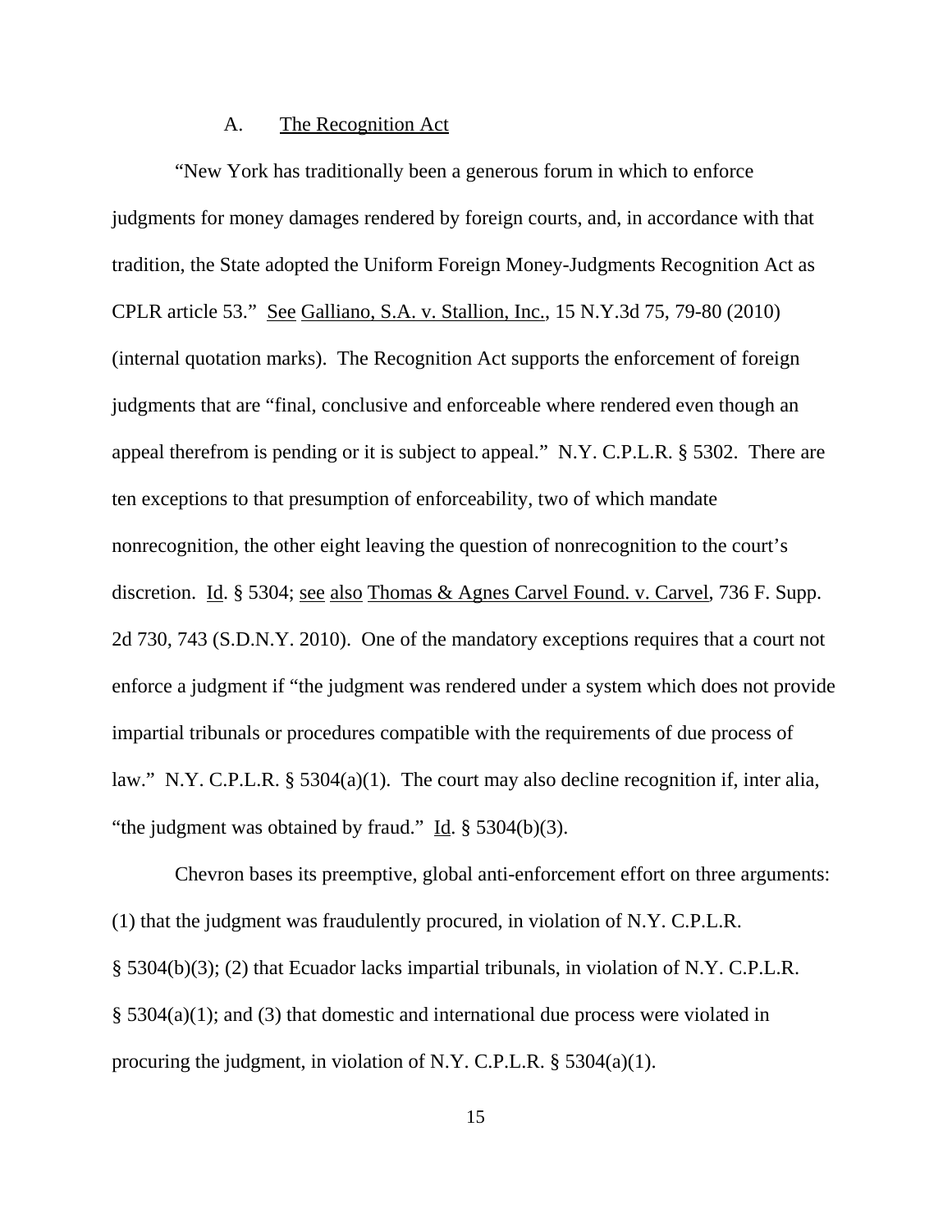### A. The Recognition Act

"New York has traditionally been a generous forum in which to enforce judgments for money damages rendered by foreign courts, and, in accordance with that tradition, the State adopted the Uniform Foreign Money-Judgments Recognition Act as CPLR article 53." See Galliano, S.A. v. Stallion, Inc., 15 N.Y.3d 75, 79-80 (2010) (internal quotation marks). The Recognition Act supports the enforcement of foreign judgments that are "final, conclusive and enforceable where rendered even though an appeal therefrom is pending or it is subject to appeal." N.Y. C.P.L.R. § 5302. There are ten exceptions to that presumption of enforceability, two of which mandate nonrecognition, the other eight leaving the question of nonrecognition to the court's discretion. Id. § 5304; see also Thomas & Agnes Carvel Found. v. Carvel, 736 F. Supp. 2d 730, 743 (S.D.N.Y. 2010). One of the mandatory exceptions requires that a court not enforce a judgment if "the judgment was rendered under a system which does not provide impartial tribunals or procedures compatible with the requirements of due process of law." N.Y. C.P.L.R. § 5304(a)(1). The court may also decline recognition if, inter alia, "the judgment was obtained by fraud." Id. § 5304(b)(3).

Chevron bases its preemptive, global anti-enforcement effort on three arguments: (1) that the judgment was fraudulently procured, in violation of N.Y. C.P.L.R. § 5304(b)(3); (2) that Ecuador lacks impartial tribunals, in violation of N.Y. C.P.L.R. § 5304(a)(1); and (3) that domestic and international due process were violated in procuring the judgment, in violation of N.Y. C.P.L.R. § 5304(a)(1).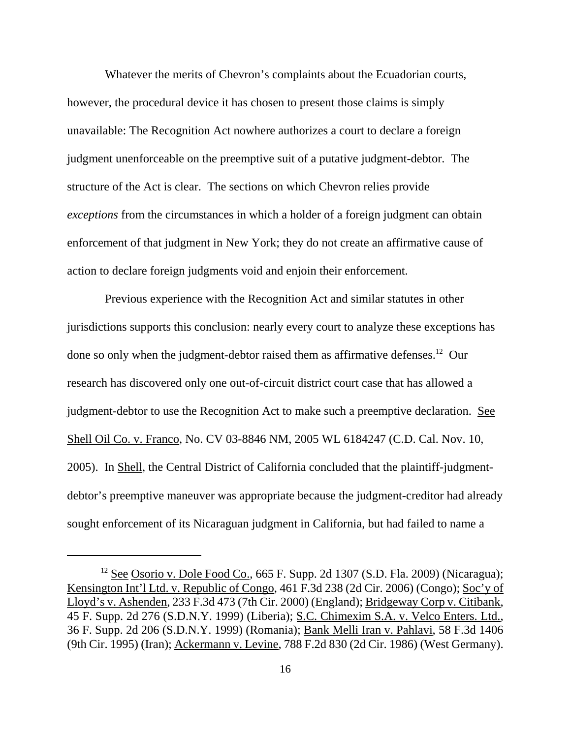Whatever the merits of Chevron's complaints about the Ecuadorian courts, however, the procedural device it has chosen to present those claims is simply unavailable: The Recognition Act nowhere authorizes a court to declare a foreign judgment unenforceable on the preemptive suit of a putative judgment-debtor. The structure of the Act is clear. The sections on which Chevron relies provide *exceptions* from the circumstances in which a holder of a foreign judgment can obtain enforcement of that judgment in New York; they do not create an affirmative cause of action to declare foreign judgments void and enjoin their enforcement.

Previous experience with the Recognition Act and similar statutes in other jurisdictions supports this conclusion: nearly every court to analyze these exceptions has done so only when the judgment-debtor raised them as affirmative defenses.[12] Our research has discovered only one out-of-circuit district court case that has allowed a judgment-debtor to use the Recognition Act to make such a preemptive declaration. See Shell Oil Co. v. Franco, No. CV 03-8846 NM, 2005 WL 6184247 (C.D. Cal. Nov. 10, 2005). In Shell, the Central District of California concluded that the plaintiff-judgment-debtor's preemptive maneuver was appropriate because the judgment-creditor had already sought enforcement of its Nicaraguan judgment in California, but had failed to name a

---

[12] See Osorio v. Dole Food Co., 665 F. Supp. 2d 1307 (S.D. Fla. 2009) (Nicaragua); Kensington Int'l Ltd. v. Republic of Congo, 461 F.3d 238 (2d Cir. 2006) (Congo); Soc'y of Lloyd's v. Ashenden, 233 F.3d 473 (7th Cir. 2000) (England); Bridgeway Corp v. Citibank, 45 F. Supp. 2d 276 (S.D.N.Y. 1999) (Liberia); S.C. Chimexim S.A. v. Velco Enters. Ltd., 36 F. Supp. 2d 206 (S.D.N.Y. 1999) (Romania); Bank Melli Iran v. Pahlavi, 58 F.3d 1406 (9th Cir. 1995) (Iran); Ackermann v. Levine, 788 F.2d 830 (2d Cir. 1986) (West Germany).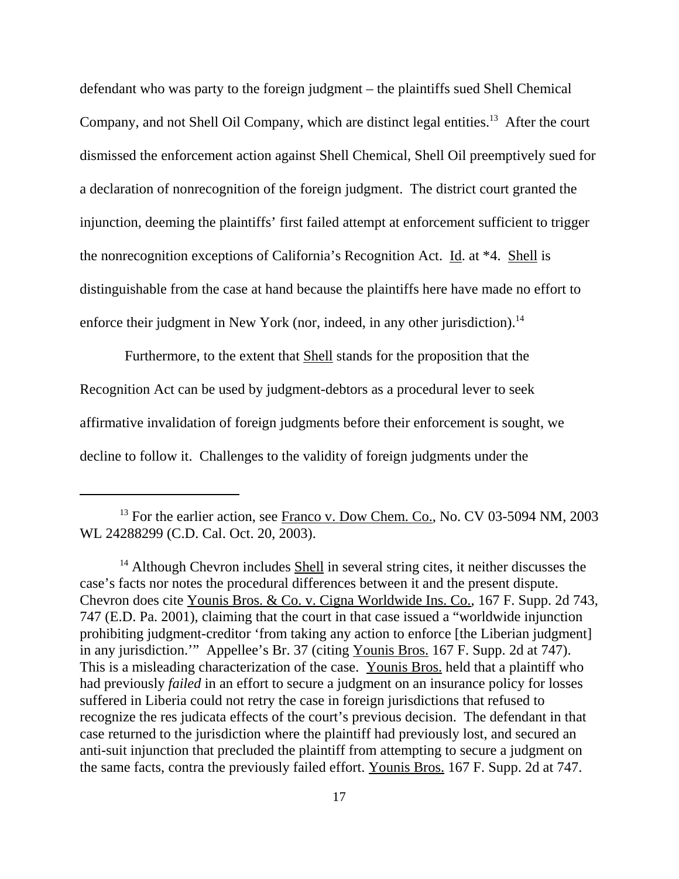defendant who was party to the foreign judgment – the plaintiffs sued Shell Chemical Company, and not Shell Oil Company, which are distinct legal entities.[13] After the court dismissed the enforcement action against Shell Chemical, Shell Oil preemptively sued for a declaration of nonrecognition of the foreign judgment. The district court granted the injunction, deeming the plaintiffs' first failed attempt at enforcement sufficient to trigger the nonrecognition exceptions of California's Recognition Act. Id. at *4. Shell is distinguishable from the case at hand because the plaintiffs here have made no effort to enforce their judgment in New York (nor, indeed, in any other jurisdiction).[14]

Furthermore, to the extent that Shell stands for the proposition that the Recognition Act can be used by judgment-debtors as a procedural lever to seek affirmative invalidation of foreign judgments before their enforcement is sought, we decline to follow it. Challenges to the validity of foreign judgments under the

---

[13] For the earlier action, see Franco v. Dow Chem. Co., No. CV 03-5094 NM, 2003 WL 24288299 (C.D. Cal. Oct. 20, 2003).

[14] Although Chevron includes Shell in several string cites, it neither discusses the case's facts nor notes the procedural differences between it and the present dispute. Chevron does cite Younis Bros. & Co. v. Cigna Worldwide Ins. Co., 167 F. Supp. 2d 743, 747 (E.D. Pa. 2001), claiming that the court in that case issued a "worldwide injunction prohibiting judgment-creditor 'from taking any action to enforce [the Liberian judgment] in any jurisdiction.'" Appellee's Br. 37 (citing Younis Bros. 167 F. Supp. 2d at 747). This is a misleading characterization of the case. Younis Bros. held that a plaintiff who had previously *failed* in an effort to secure a judgment on an insurance policy for losses suffered in Liberia could not retry the case in foreign jurisdictions that refused to recognize the res judicata effects of the court's previous decision. The defendant in that case returned to the jurisdiction where the plaintiff had previously lost, and secured an anti-suit injunction that precluded the plaintiff from attempting to secure a judgment on the same facts, contra the previously failed effort. Younis Bros. 167 F. Supp. 2d at 747.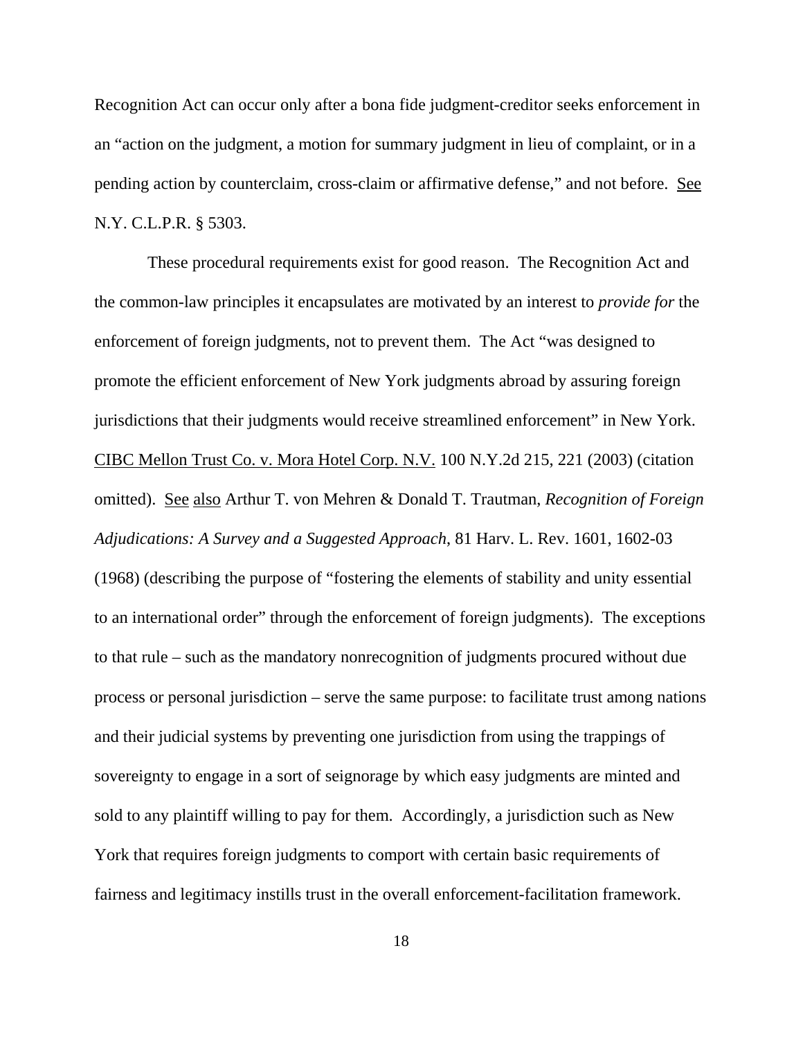Recognition Act can occur only after a bona fide judgment-creditor seeks enforcement in an "action on the judgment, a motion for summary judgment in lieu of complaint, or in a pending action by counterclaim, cross-claim or affirmative defense," and not before. See N.Y. C.L.P.R. § 5303.

These procedural requirements exist for good reason. The Recognition Act and the common-law principles it encapsulates are motivated by an interest to *provide for* the enforcement of foreign judgments, not to prevent them. The Act "was designed to promote the efficient enforcement of New York judgments abroad by assuring foreign jurisdictions that their judgments would receive streamlined enforcement" in New York. CIBC Mellon Trust Co. v. Mora Hotel Corp. N.V. 100 N.Y.2d 215, 221 (2003) (citation omitted). See also Arthur T. von Mehren & Donald T. Trautman, *Recognition of Foreign Adjudications: A Survey and a Suggested Approach*, 81 Harv. L. Rev. 1601, 1602-03 (1968) (describing the purpose of "fostering the elements of stability and unity essential to an international order" through the enforcement of foreign judgments). The exceptions to that rule – such as the mandatory nonrecognition of judgments procured without due process or personal jurisdiction – serve the same purpose: to facilitate trust among nations and their judicial systems by preventing one jurisdiction from using the trappings of sovereignty to engage in a sort of seignorage by which easy judgments are minted and sold to any plaintiff willing to pay for them. Accordingly, a jurisdiction such as New York that requires foreign judgments to comport with certain basic requirements of fairness and legitimacy instills trust in the overall enforcement-facilitation framework.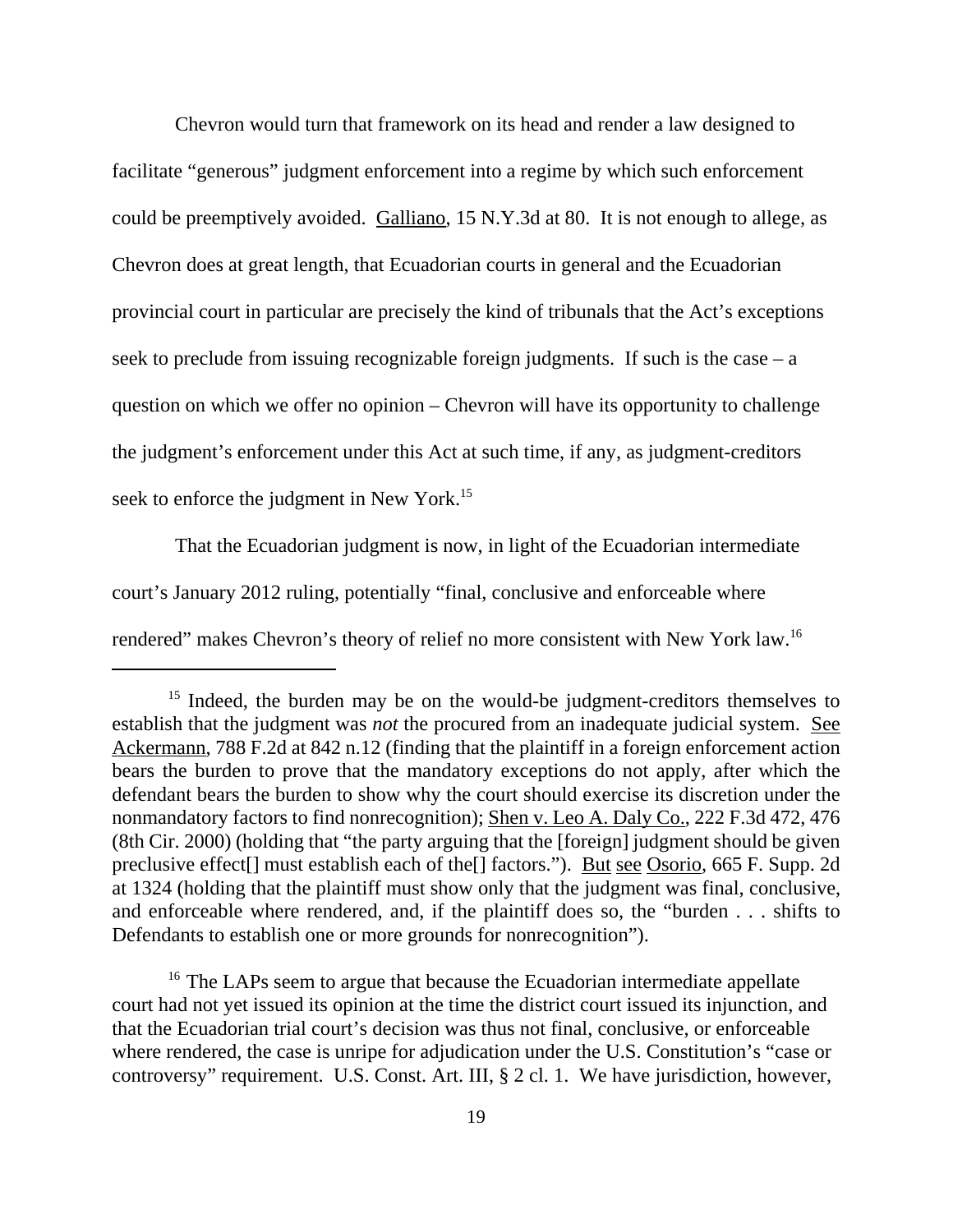Chevron would turn that framework on its head and render a law designed to facilitate "generous" judgment enforcement into a regime by which such enforcement could be preemptively avoided. Galliano, 15 N.Y.3d at 80. It is not enough to allege, as Chevron does at great length, that Ecuadorian courts in general and the Ecuadorian provincial court in particular are precisely the kind of tribunals that the Act's exceptions seek to preclude from issuing recognizable foreign judgments. If such is the case – a question on which we offer no opinion – Chevron will have its opportunity to challenge the judgment's enforcement under this Act at such time, if any, as judgment-creditors seek to enforce the judgment in New York.[15]

That the Ecuadorian judgment is now, in light of the Ecuadorian intermediate court's January 2012 ruling, potentially "final, conclusive and enforceable where rendered" makes Chevron's theory of relief no more consistent with New York law.[16]

---

[15] Indeed, the burden may be on the would-be judgment-creditors themselves to establish that the judgment was *not* the procured from an inadequate judicial system. See Ackermann, 788 F.2d at 842 n.12 (finding that the plaintiff in a foreign enforcement action bears the burden to prove that the mandatory exceptions do not apply, after which the defendant bears the burden to show why the court should exercise its discretion under the nonmandatory factors to find nonrecognition); Shen v. Leo A. Daly Co., 222 F.3d 472, 476 (8th Cir. 2000) (holding that "the party arguing that the [foreign] judgment should be given preclusive effect[] must establish each of the[] factors."). But see Osorio, 665 F. Supp. 2d at 1324 (holding that the plaintiff must show only that the judgment was final, conclusive, and enforceable where rendered, and, if the plaintiff does so, the "burden . . . shifts to Defendants to establish one or more grounds for nonrecognition").

[16] The LAPs seem to argue that because the Ecuadorian intermediate appellate court had not yet issued its opinion at the time the district court issued its injunction, and that the Ecuadorian trial court's decision was thus not final, conclusive, or enforceable where rendered, the case is unripe for adjudication under the U.S. Constitution's "case or controversy" requirement. U.S. Const. Art. III, § 2 cl. 1. We have jurisdiction, however,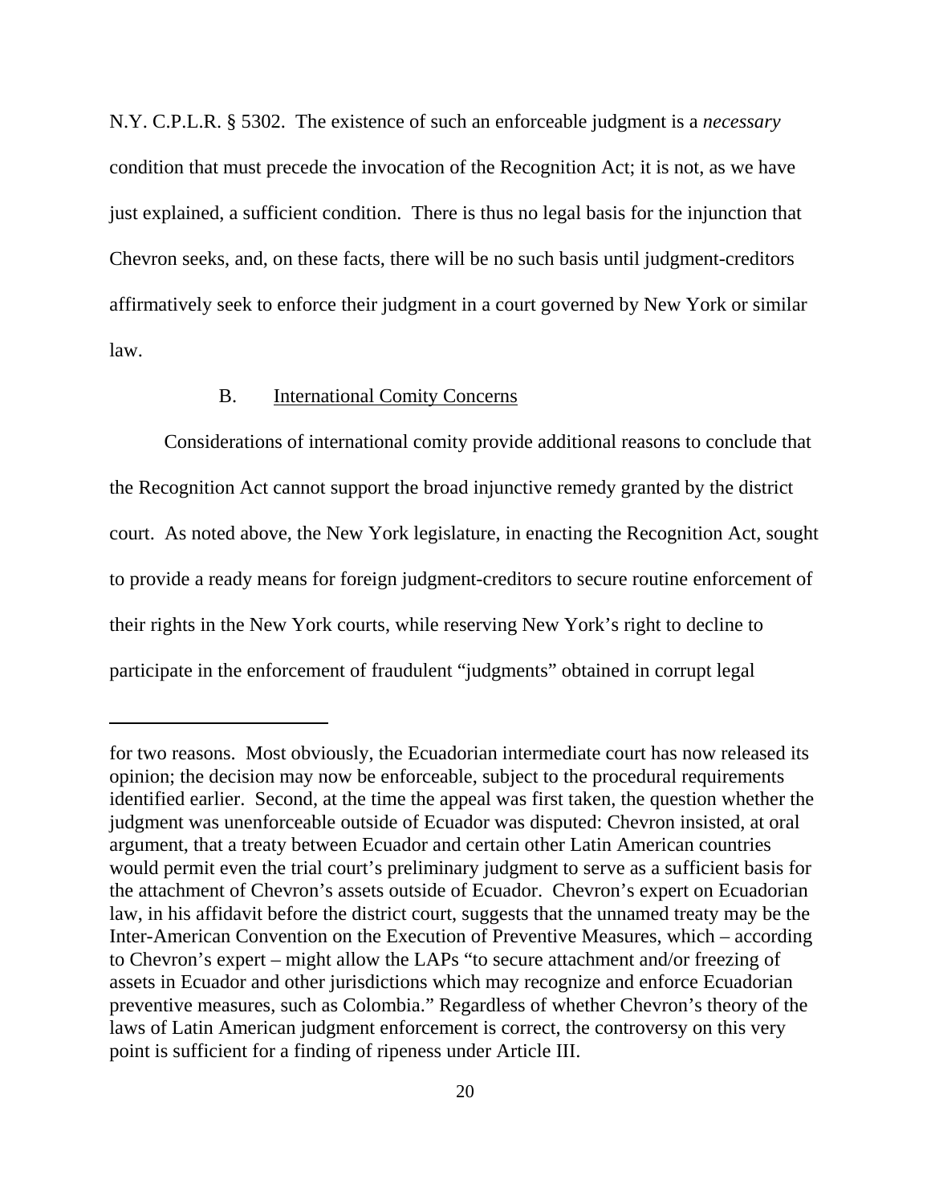N.Y. C.P.L.R. § 5302. The existence of such an enforceable judgment is a *necessary* condition that must precede the invocation of the Recognition Act; it is not, as we have just explained, a sufficient condition. There is thus no legal basis for the injunction that Chevron seeks, and, on these facts, there will be no such basis until judgment-creditors affirmatively seek to enforce their judgment in a court governed by New York or similar law.

### B. International Comity Concerns

Considerations of international comity provide additional reasons to conclude that the Recognition Act cannot support the broad injunctive remedy granted by the district court. As noted above, the New York legislature, in enacting the Recognition Act, sought to provide a ready means for foreign judgment-creditors to secure routine enforcement of their rights in the New York courts, while reserving New York's right to decline to participate in the enforcement of fraudulent "judgments" obtained in corrupt legal

---

for two reasons. Most obviously, the Ecuadorian intermediate court has now released its opinion; the decision may now be enforceable, subject to the procedural requirements identified earlier. Second, at the time the appeal was first taken, the question whether the judgment was unenforceable outside of Ecuador was disputed: Chevron insisted, at oral argument, that a treaty between Ecuador and certain other Latin American countries would permit even the trial court's preliminary judgment to serve as a sufficient basis for the attachment of Chevron's assets outside of Ecuador. Chevron's expert on Ecuadorian law, in his affidavit before the district court, suggests that the unnamed treaty may be the Inter-American Convention on the Execution of Preventive Measures, which – according to Chevron's expert – might allow the LAPs "to secure attachment and/or freezing of assets in Ecuador and other jurisdictions which may recognize and enforce Ecuadorian preventive measures, such as Colombia." Regardless of whether Chevron's theory of the laws of Latin American judgment enforcement is correct, the controversy on this very point is sufficient for a finding of ripeness under Article III.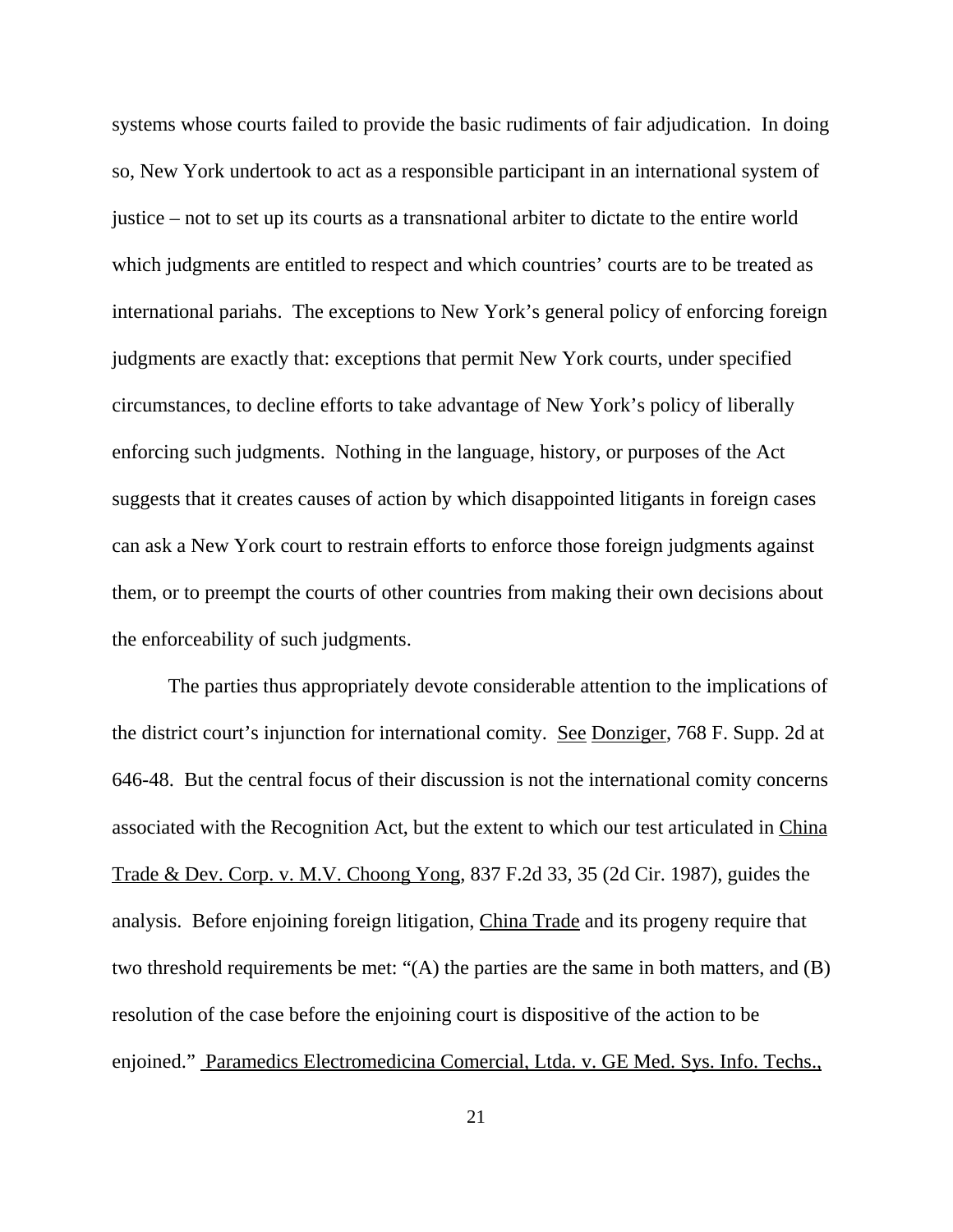systems whose courts failed to provide the basic rudiments of fair adjudication. In doing so, New York undertook to act as a responsible participant in an international system of justice – not to set up its courts as a transnational arbiter to dictate to the entire world which judgments are entitled to respect and which countries' courts are to be treated as international pariahs. The exceptions to New York's general policy of enforcing foreign judgments are exactly that: exceptions that permit New York courts, under specified circumstances, to decline efforts to take advantage of New York's policy of liberally enforcing such judgments. Nothing in the language, history, or purposes of the Act suggests that it creates causes of action by which disappointed litigants in foreign cases can ask a New York court to restrain efforts to enforce those foreign judgments against them, or to preempt the courts of other countries from making their own decisions about the enforceability of such judgments.

The parties thus appropriately devote considerable attention to the implications of the district court's injunction for international comity. See Donziger, 768 F. Supp. 2d at 646-48. But the central focus of their discussion is not the international comity concerns associated with the Recognition Act, but the extent to which our test articulated in China Trade & Dev. Corp. v. M.V. Choong Yong, 837 F.2d 33, 35 (2d Cir. 1987), guides the analysis. Before enjoining foreign litigation, China Trade and its progeny require that two threshold requirements be met: "(A) the parties are the same in both matters, and (B) resolution of the case before the enjoining court is dispositive of the action to be enjoined." Paramedics Electromedicina Comercial, Ltda. v. GE Med. Sys. Info. Techs.,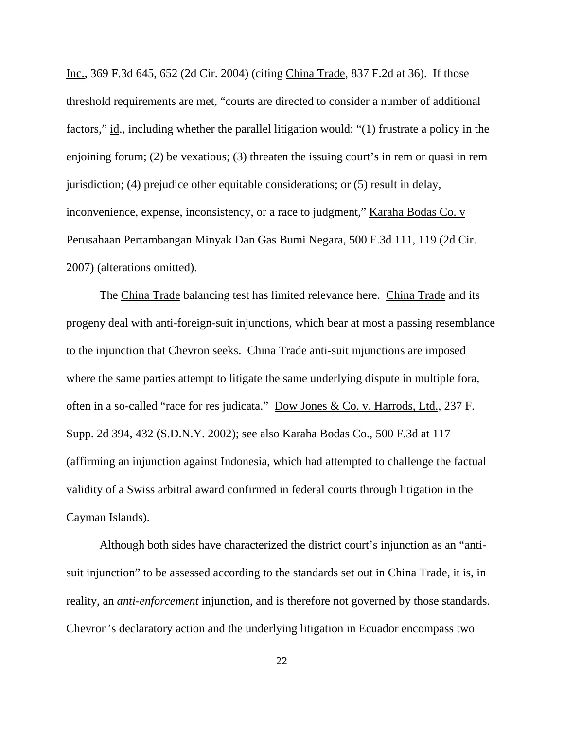Inc., 369 F.3d 645, 652 (2d Cir. 2004) (citing China Trade, 837 F.2d at 36). If those threshold requirements are met, "courts are directed to consider a number of additional factors," id., including whether the parallel litigation would: "(1) frustrate a policy in the enjoining forum; (2) be vexatious; (3) threaten the issuing court's in rem or quasi in rem jurisdiction; (4) prejudice other equitable considerations; or (5) result in delay, inconvenience, expense, inconsistency, or a race to judgment," Karaha Bodas Co. v Perusahaan Pertambangan Minyak Dan Gas Bumi Negara, 500 F.3d 111, 119 (2d Cir. 2007) (alterations omitted).

The China Trade balancing test has limited relevance here. China Trade and its progeny deal with anti-foreign-suit injunctions, which bear at most a passing resemblance to the injunction that Chevron seeks. China Trade anti-suit injunctions are imposed where the same parties attempt to litigate the same underlying dispute in multiple fora, often in a so-called "race for res judicata." Dow Jones & Co. v. Harrods, Ltd., 237 F. Supp. 2d 394, 432 (S.D.N.Y. 2002); see also Karaha Bodas Co., 500 F.3d at 117 (affirming an injunction against Indonesia, which had attempted to challenge the factual validity of a Swiss arbitral award confirmed in federal courts through litigation in the Cayman Islands).

Although both sides have characterized the district court's injunction as an "anti-suit injunction" to be assessed according to the standards set out in China Trade, it is, in reality, an *anti-enforcement* injunction, and is therefore not governed by those standards. Chevron's declaratory action and the underlying litigation in Ecuador encompass two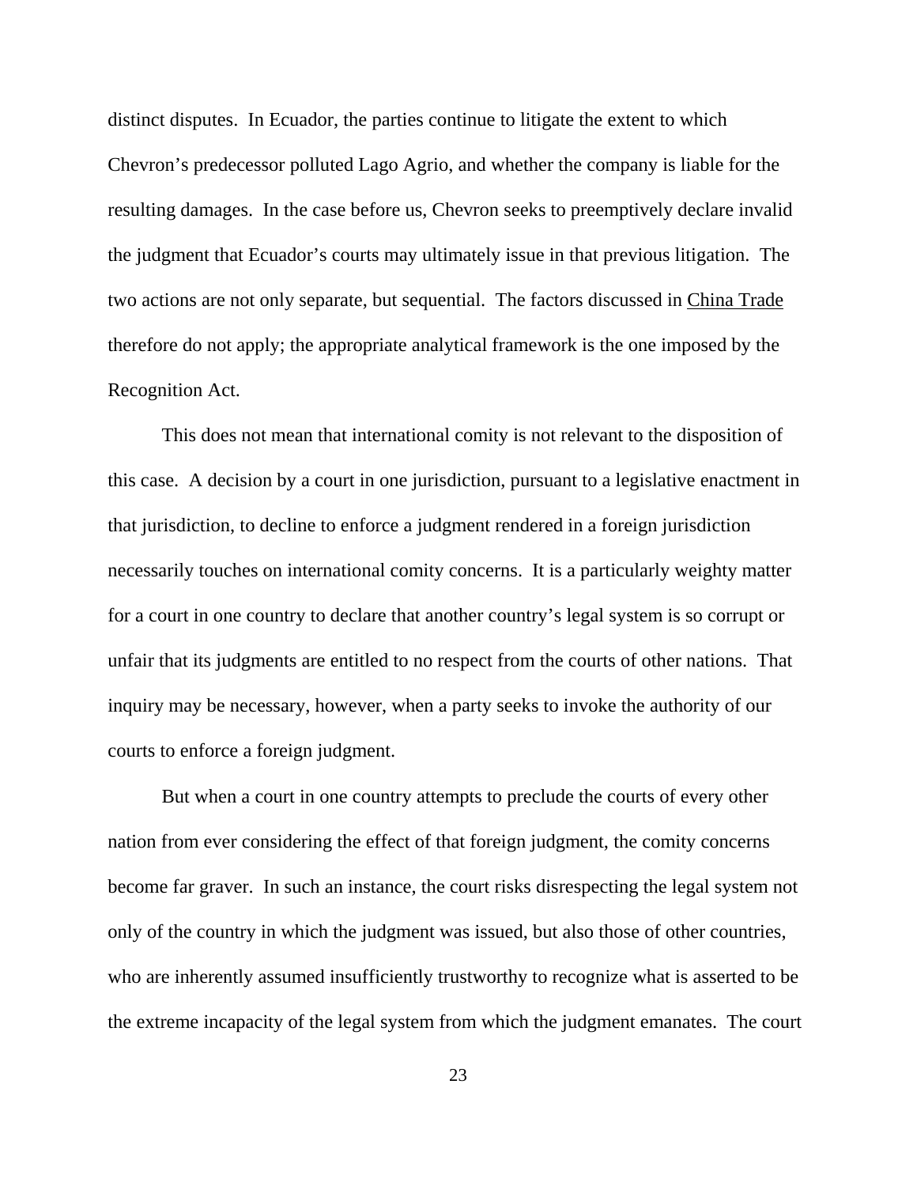distinct disputes. In Ecuador, the parties continue to litigate the extent to which Chevron's predecessor polluted Lago Agrio, and whether the company is liable for the resulting damages. In the case before us, Chevron seeks to preemptively declare invalid the judgment that Ecuador's courts may ultimately issue in that previous litigation. The two actions are not only separate, but sequential. The factors discussed in China Trade therefore do not apply; the appropriate analytical framework is the one imposed by the Recognition Act.

This does not mean that international comity is not relevant to the disposition of this case. A decision by a court in one jurisdiction, pursuant to a legislative enactment in that jurisdiction, to decline to enforce a judgment rendered in a foreign jurisdiction necessarily touches on international comity concerns. It is a particularly weighty matter for a court in one country to declare that another country's legal system is so corrupt or unfair that its judgments are entitled to no respect from the courts of other nations. That inquiry may be necessary, however, when a party seeks to invoke the authority of our courts to enforce a foreign judgment.

But when a court in one country attempts to preclude the courts of every other nation from ever considering the effect of that foreign judgment, the comity concerns become far graver. In such an instance, the court risks disrespecting the legal system not only of the country in which the judgment was issued, but also those of other countries, who are inherently assumed insufficiently trustworthy to recognize what is asserted to be the extreme incapacity of the legal system from which the judgment emanates. The court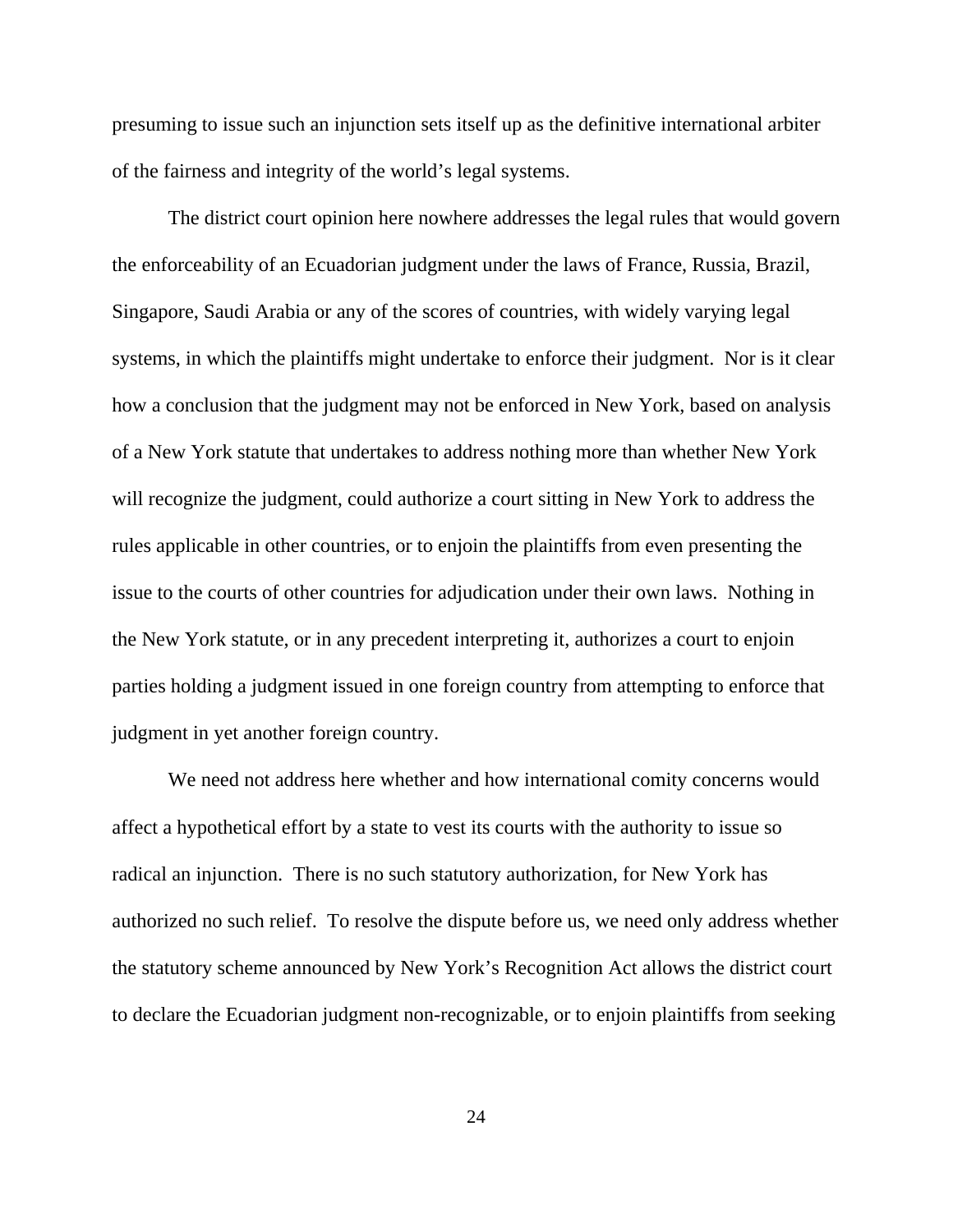presuming to issue such an injunction sets itself up as the definitive international arbiter of the fairness and integrity of the world's legal systems.

The district court opinion here nowhere addresses the legal rules that would govern the enforceability of an Ecuadorian judgment under the laws of France, Russia, Brazil, Singapore, Saudi Arabia or any of the scores of countries, with widely varying legal systems, in which the plaintiffs might undertake to enforce their judgment. Nor is it clear how a conclusion that the judgment may not be enforced in New York, based on analysis of a New York statute that undertakes to address nothing more than whether New York will recognize the judgment, could authorize a court sitting in New York to address the rules applicable in other countries, or to enjoin the plaintiffs from even presenting the issue to the courts of other countries for adjudication under their own laws. Nothing in the New York statute, or in any precedent interpreting it, authorizes a court to enjoin parties holding a judgment issued in one foreign country from attempting to enforce that judgment in yet another foreign country.

We need not address here whether and how international comity concerns would affect a hypothetical effort by a state to vest its courts with the authority to issue so radical an injunction. There is no such statutory authorization, for New York has authorized no such relief. To resolve the dispute before us, we need only address whether the statutory scheme announced by New York's Recognition Act allows the district court to declare the Ecuadorian judgment non-recognizable, or to enjoin plaintiffs from seeking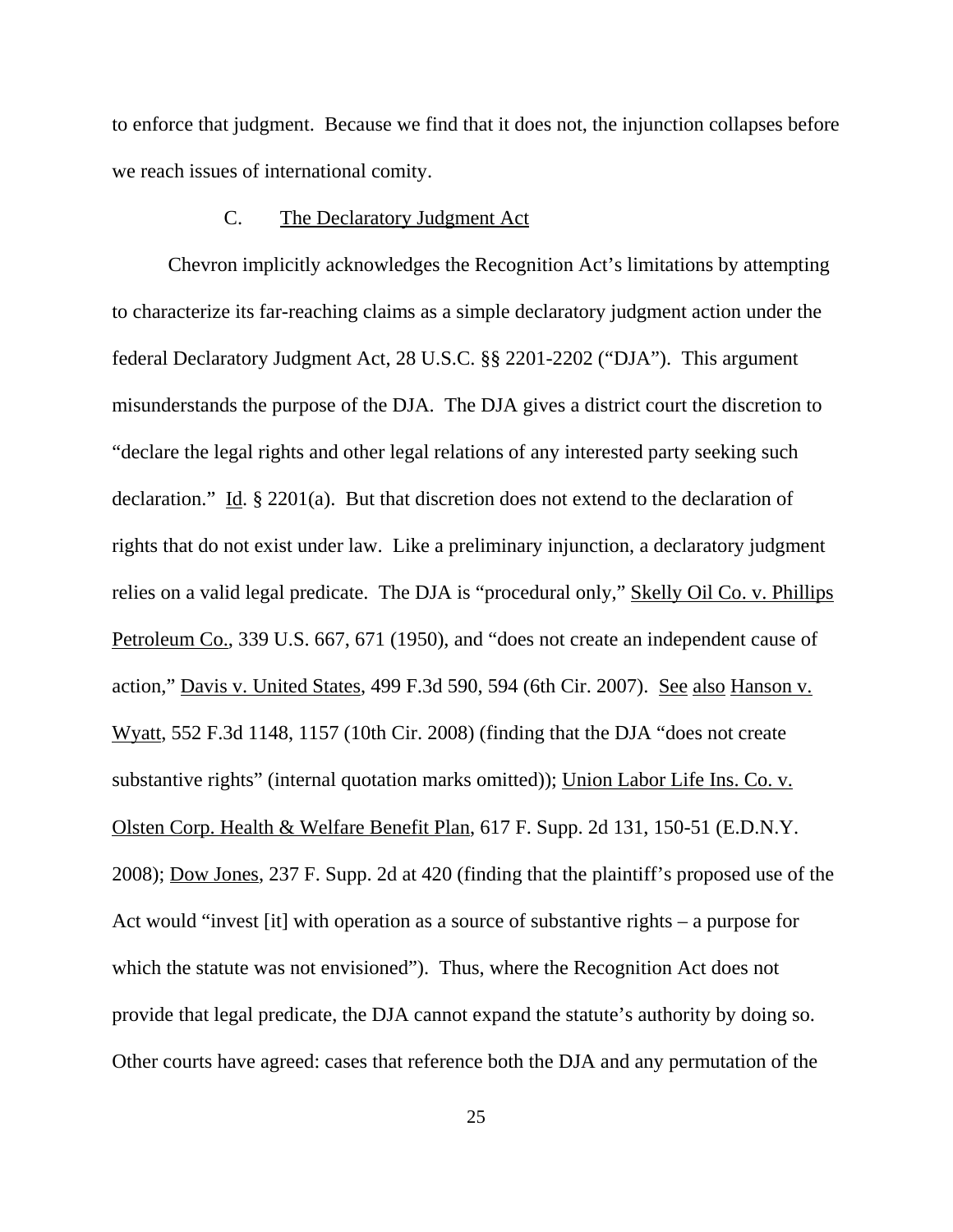to enforce that judgment. Because we find that it does not, the injunction collapses before we reach issues of international comity.

### C. <u>The Declaratory Judgment Act</u>

Chevron implicitly acknowledges the Recognition Act's limitations by attempting to characterize its far-reaching claims as a simple declaratory judgment action under the federal Declaratory Judgment Act, 28 U.S.C. §§ 2201-2202 ("DJA"). This argument misunderstands the purpose of the DJA. The DJA gives a district court the discretion to "declare the legal rights and other legal relations of any interested party seeking such declaration." <u>Id</u>. § 2201(a). But that discretion does not extend to the declaration of rights that do not exist under law. Like a preliminary injunction, a declaratory judgment relies on a valid legal predicate. The DJA is "procedural only," <u>Skelly Oil Co. v. Phillips Petroleum Co.</u>, 339 U.S. 667, 671 (1950), and "does not create an independent cause of action," <u>Davis v. United States</u>, 499 F.3d 590, 594 (6th Cir. 2007). <u>See</u> <u>also</u> <u>Hanson v. Wyatt</u>, 552 F.3d 1148, 1157 (10th Cir. 2008) (finding that the DJA "does not create substantive rights" (internal quotation marks omitted)); <u>Union Labor Life Ins. Co. v. Olsten Corp. Health & Welfare Benefit Plan</u>, 617 F. Supp. 2d 131, 150-51 (E.D.N.Y. 2008); <u>Dow Jones</u>, 237 F. Supp. 2d at 420 (finding that the plaintiff's proposed use of the Act would "invest [it] with operation as a source of substantive rights – a purpose for which the statute was not envisioned"). Thus, where the Recognition Act does not provide that legal predicate, the DJA cannot expand the statute's authority by doing so. Other courts have agreed: cases that reference both the DJA and any permutation of the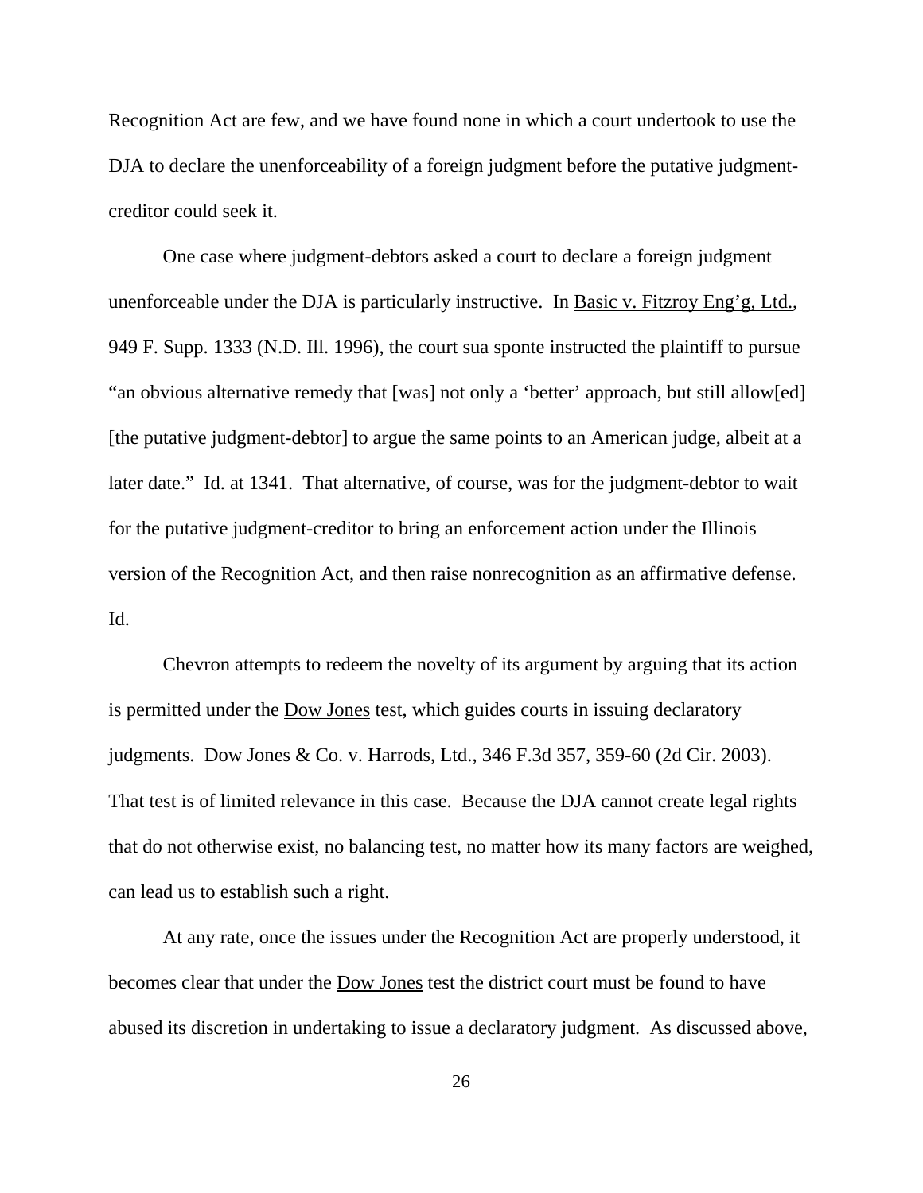Recognition Act are few, and we have found none in which a court undertook to use the DJA to declare the unenforceability of a foreign judgment before the putative judgment-creditor could seek it.

One case where judgment-debtors asked a court to declare a foreign judgment unenforceable under the DJA is particularly instructive. In Basic v. Fitzroy Eng'g, Ltd., 949 F. Supp. 1333 (N.D. Ill. 1996), the court sua sponte instructed the plaintiff to pursue "an obvious alternative remedy that [was] not only a 'better' approach, but still allow[ed] [the putative judgment-debtor] to argue the same points to an American judge, albeit at a later date." Id. at 1341. That alternative, of course, was for the judgment-debtor to wait for the putative judgment-creditor to bring an enforcement action under the Illinois version of the Recognition Act, and then raise nonrecognition as an affirmative defense. Id.

Chevron attempts to redeem the novelty of its argument by arguing that its action is permitted under the Dow Jones test, which guides courts in issuing declaratory judgments. Dow Jones & Co. v. Harrods, Ltd., 346 F.3d 357, 359-60 (2d Cir. 2003). That test is of limited relevance in this case. Because the DJA cannot create legal rights that do not otherwise exist, no balancing test, no matter how its many factors are weighed, can lead us to establish such a right.

At any rate, once the issues under the Recognition Act are properly understood, it becomes clear that under the Dow Jones test the district court must be found to have abused its discretion in undertaking to issue a declaratory judgment. As discussed above,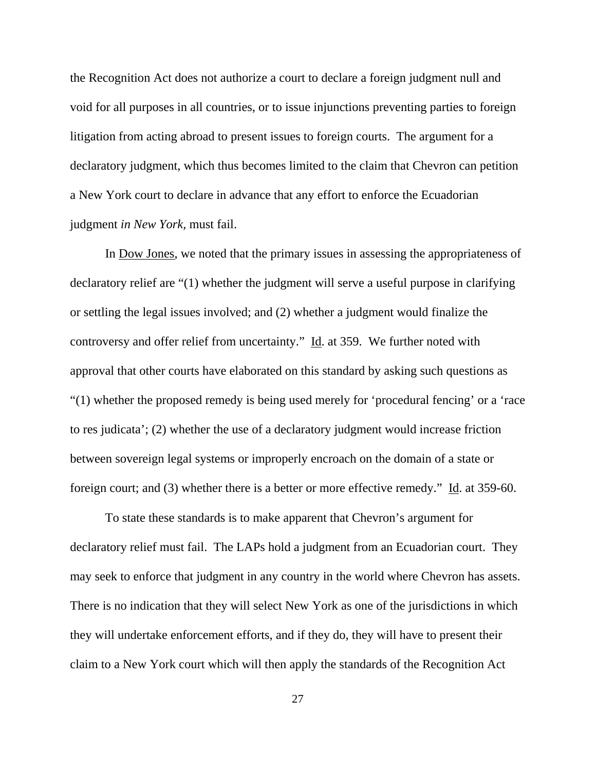the Recognition Act does not authorize a court to declare a foreign judgment null and void for all purposes in all countries, or to issue injunctions preventing parties to foreign litigation from acting abroad to present issues to foreign courts. The argument for a declaratory judgment, which thus becomes limited to the claim that Chevron can petition a New York court to declare in advance that any effort to enforce the Ecuadorian judgment *in New York*, must fail.

In Dow Jones, we noted that the primary issues in assessing the appropriateness of declaratory relief are "(1) whether the judgment will serve a useful purpose in clarifying or settling the legal issues involved; and (2) whether a judgment would finalize the controversy and offer relief from uncertainty." Id. at 359. We further noted with approval that other courts have elaborated on this standard by asking such questions as "(1) whether the proposed remedy is being used merely for 'procedural fencing' or a 'race to res judicata'; (2) whether the use of a declaratory judgment would increase friction between sovereign legal systems or improperly encroach on the domain of a state or foreign court; and (3) whether there is a better or more effective remedy." Id. at 359-60.

To state these standards is to make apparent that Chevron's argument for declaratory relief must fail. The LAPs hold a judgment from an Ecuadorian court. They may seek to enforce that judgment in any country in the world where Chevron has assets. There is no indication that they will select New York as one of the jurisdictions in which they will undertake enforcement efforts, and if they do, they will have to present their claim to a New York court which will then apply the standards of the Recognition Act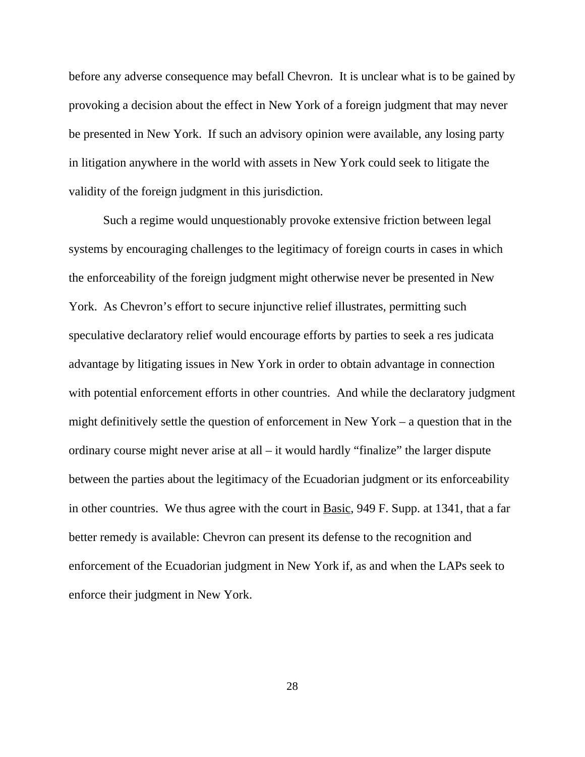before any adverse consequence may befall Chevron. It is unclear what is to be gained by provoking a decision about the effect in New York of a foreign judgment that may never be presented in New York. If such an advisory opinion were available, any losing party in litigation anywhere in the world with assets in New York could seek to litigate the validity of the foreign judgment in this jurisdiction.

Such a regime would unquestionably provoke extensive friction between legal systems by encouraging challenges to the legitimacy of foreign courts in cases in which the enforceability of the foreign judgment might otherwise never be presented in New York. As Chevron's effort to secure injunctive relief illustrates, permitting such speculative declaratory relief would encourage efforts by parties to seek a res judicata advantage by litigating issues in New York in order to obtain advantage in connection with potential enforcement efforts in other countries. And while the declaratory judgment might definitively settle the question of enforcement in New York – a question that in the ordinary course might never arise at all – it would hardly "finalize" the larger dispute between the parties about the legitimacy of the Ecuadorian judgment or its enforceability in other countries. We thus agree with the court in Basic, 949 F. Supp. at 1341, that a far better remedy is available: Chevron can present its defense to the recognition and enforcement of the Ecuadorian judgment in New York if, as and when the LAPs seek to enforce their judgment in New York.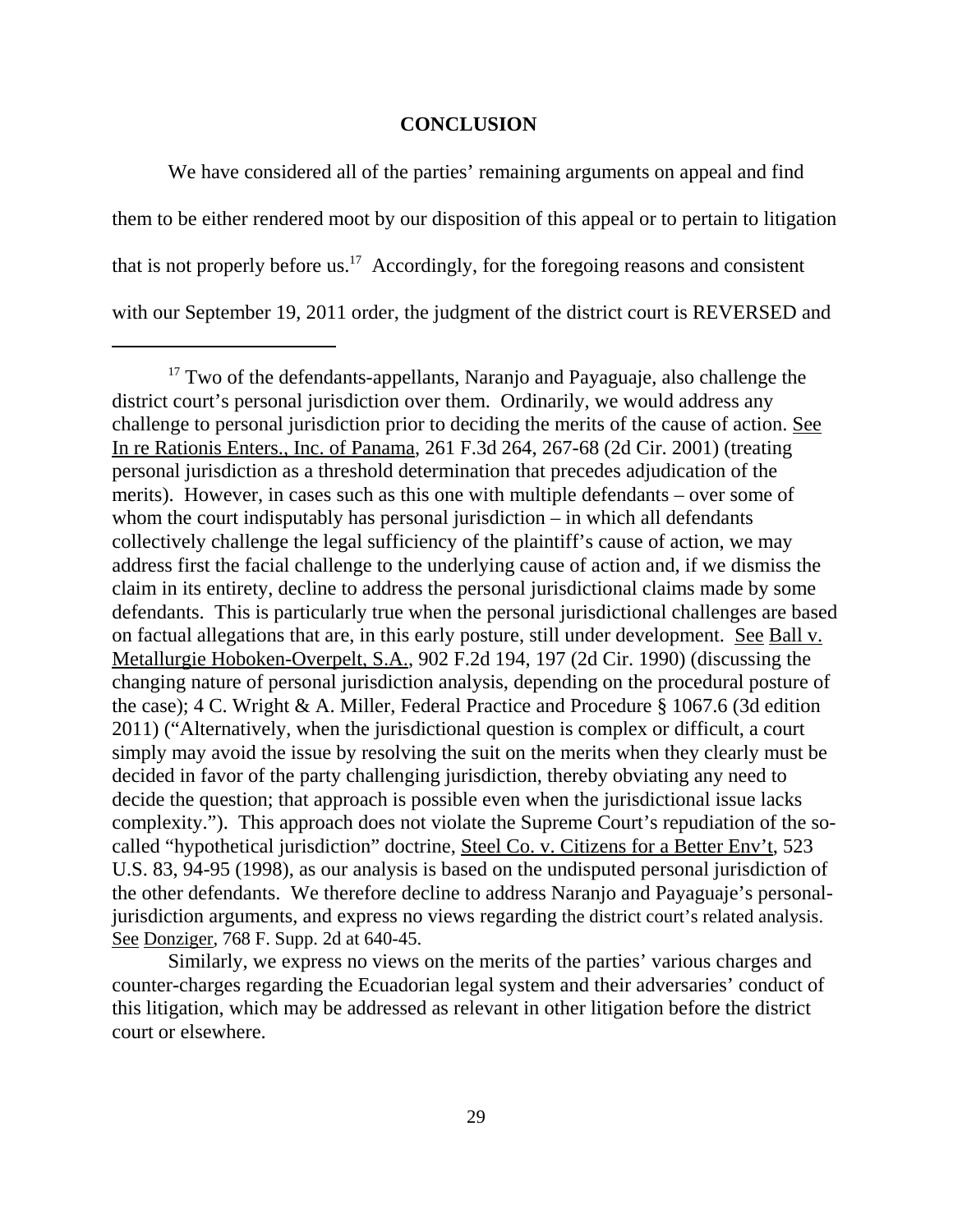## CONCLUSION

We have considered all of the parties' remaining arguments on appeal and find them to be either rendered moot by our disposition of this appeal or to pertain to litigation that is not properly before us.[17] Accordingly, for the foregoing reasons and consistent with our September 19, 2011 order, the judgment of the district court is REVERSED and

---

[17] Two of the defendants-appellants, Naranjo and Payaguaje, also challenge the district court's personal jurisdiction over them. Ordinarily, we would address any challenge to personal jurisdiction prior to deciding the merits of the cause of action. See In re Rationis Enters., Inc. of Panama, 261 F.3d 264, 267-68 (2d Cir. 2001) (treating personal jurisdiction as a threshold determination that precedes adjudication of the merits). However, in cases such as this one with multiple defendants – over some of whom the court indisputably has personal jurisdiction – in which all defendants collectively challenge the legal sufficiency of the plaintiff's cause of action, we may address first the facial challenge to the underlying cause of action and, if we dismiss the claim in its entirety, decline to address the personal jurisdictional claims made by some defendants. This is particularly true when the personal jurisdictional challenges are based on factual allegations that are, in this early posture, still under development. See Ball v. Metallurgie Hoboken-Overpelt, S.A., 902 F.2d 194, 197 (2d Cir. 1990) (discussing the changing nature of personal jurisdiction analysis, depending on the procedural posture of the case); 4 C. Wright & A. Miller, Federal Practice and Procedure § 1067.6 (3d edition 2011) ("Alternatively, when the jurisdictional question is complex or difficult, a court simply may avoid the issue by resolving the suit on the merits when they clearly must be decided in favor of the party challenging jurisdiction, thereby obviating any need to decide the question; that approach is possible even when the jurisdictional issue lacks complexity."). This approach does not violate the Supreme Court's repudiation of the so-called "hypothetical jurisdiction" doctrine, Steel Co. v. Citizens for a Better Env't, 523 U.S. 83, 94-95 (1998), as our analysis is based on the undisputed personal jurisdiction of the other defendants. We therefore decline to address Naranjo and Payaguaje's personal-jurisdiction arguments, and express no views regarding the district court's related analysis. See Donziger, 768 F. Supp. 2d at 640-45.

Similarly, we express no views on the merits of the parties' various charges and counter-charges regarding the Ecuadorian legal system and their adversaries' conduct of this litigation, which may be addressed as relevant in other litigation before the district court or elsewhere.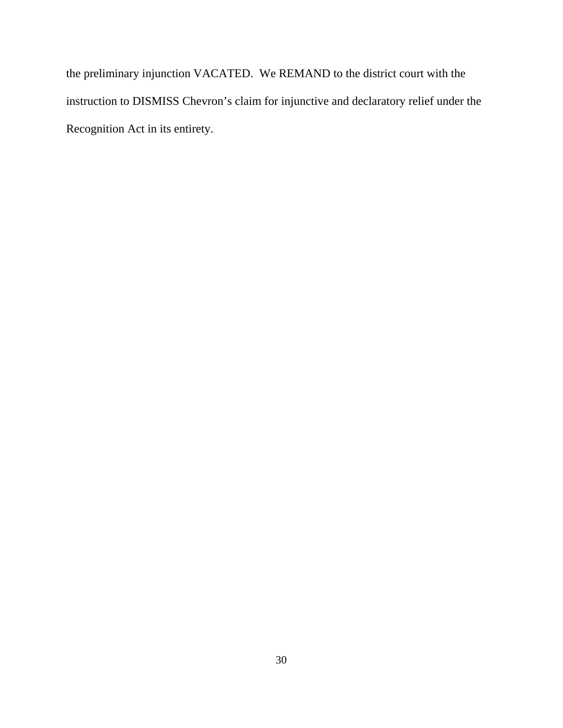the preliminary injunction VACATED. We REMAND to the district court with the instruction to DISMISS Chevron's claim for injunctive and declaratory relief under the Recognition Act in its entirety.